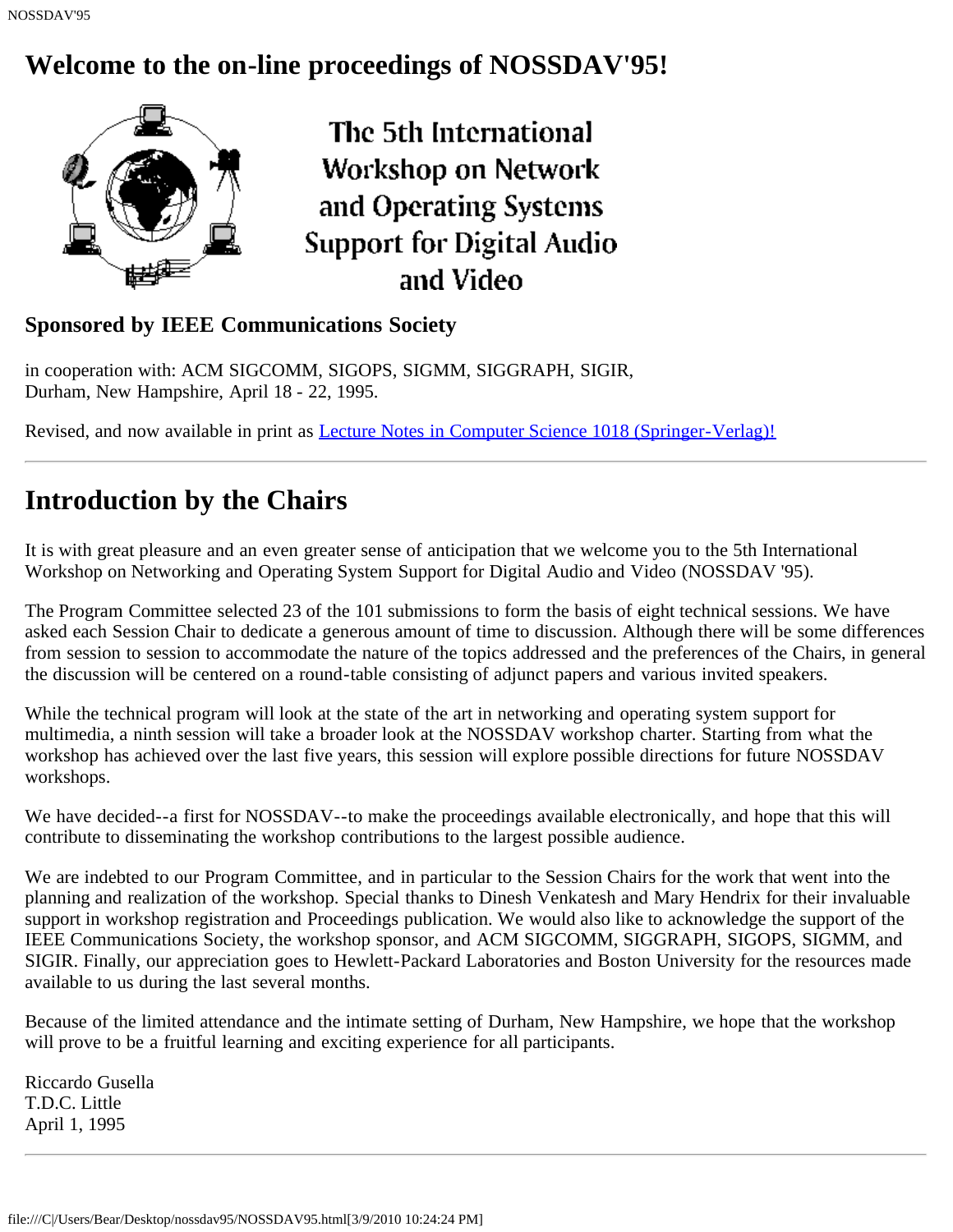# Welcome to the on-line proceedings of NOSSDAV'95!

The 5th International Workshop on Network and Operating Systems Support for Digital Audio and Video

### Sponsored by IEEE Communications Society

in cooperation with: ACM SIGCOMM, SIGOPS, SIGMM, SIGGRAPH, SIGIR,
Durham, New Hampshire, April 18 - 22, 1995.

Revised, and now available in print as Lecture Notes in Computer Science 1018 (Springer-Verlag)!

---

## Introduction by the Chairs

It is with great pleasure and an even greater sense of anticipation that we welcome you to the 5th International Workshop on Networking and Operating System Support for Digital Audio and Video (NOSSDAV '95).

The Program Committee selected 23 of the 101 submissions to form the basis of eight technical sessions. We have asked each Session Chair to dedicate a generous amount of time to discussion. Although there will be some differences from session to session to accommodate the nature of the topics addressed and the preferences of the Chairs, in general the discussion will be centered on a round-table consisting of adjunct papers and various invited speakers.

While the technical program will look at the state of the art in networking and operating system support for multimedia, a ninth session will take a broader look at the NOSSDAV workshop charter. Starting from what the workshop has achieved over the last five years, this session will explore possible directions for future NOSSDAV workshops.

We have decided--a first for NOSSDAV--to make the proceedings available electronically, and hope that this will contribute to disseminating the workshop contributions to the largest possible audience.

We are indebted to our Program Committee, and in particular to the Session Chairs for the work that went into the planning and realization of the workshop. Special thanks to Dinesh Venkatesh and Mary Hendrix for their invaluable support in workshop registration and Proceedings publication. We would also like to acknowledge the support of the IEEE Communications Society, the workshop sponsor, and ACM SIGCOMM, SIGGRAPH, SIGOPS, SIGMM, and SIGIR. Finally, our appreciation goes to Hewlett-Packard Laboratories and Boston University for the resources made available to us during the last several months.

Because of the limited attendance and the intimate setting of Durham, New Hampshire, we hope that the workshop will prove to be a fruitful learning and exciting experience for all participants.

Riccardo Gusella
T.D.C. Little
April 1, 1995

---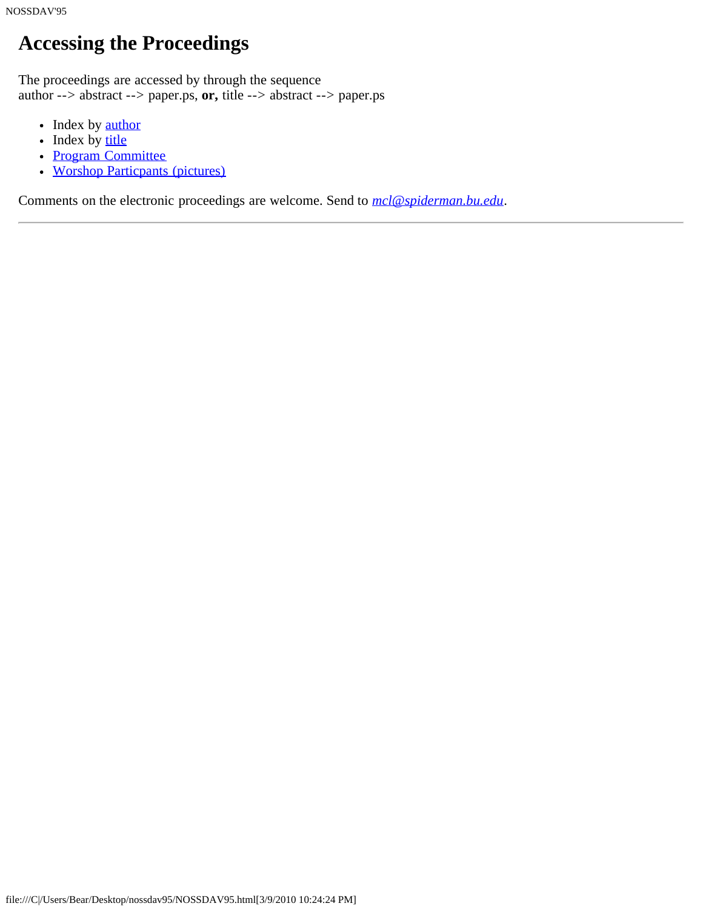# Accessing the Proceedings

The proceedings are accessed by through the sequence
author --> abstract --> paper.ps, **or,** title --> abstract --> paper.ps

- Index by author
- Index by title
- Program Committee
- Worshop Particpants (pictures)

Comments on the electronic proceedings are welcome. Send to *mcl@spiderman.bu.edu*.

---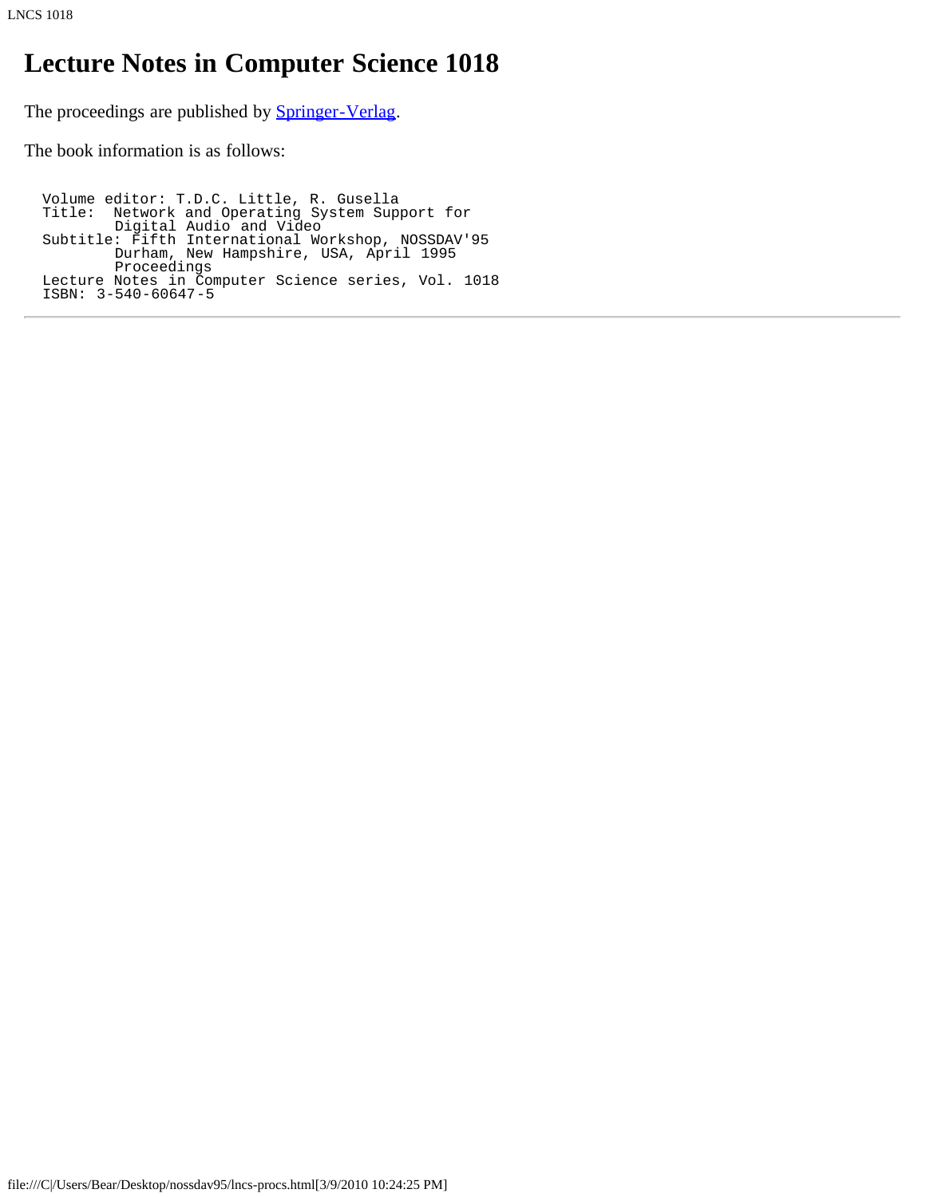# Lecture Notes in Computer Science 1018

The proceedings are published by Springer-Verlag.

The book information is as follows:

```
Volume editor: T.D.C. Little, R. Gusella
Title:  Network and Operating System Support for
        Digital Audio and Video
Subtitle: Fifth International Workshop, NOSSDAV'95
        Durham, New Hampshire, USA, April 1995
        Proceedings
Lecture Notes in Computer Science series, Vol. 1018
ISBN: 3-540-60647-5
```

---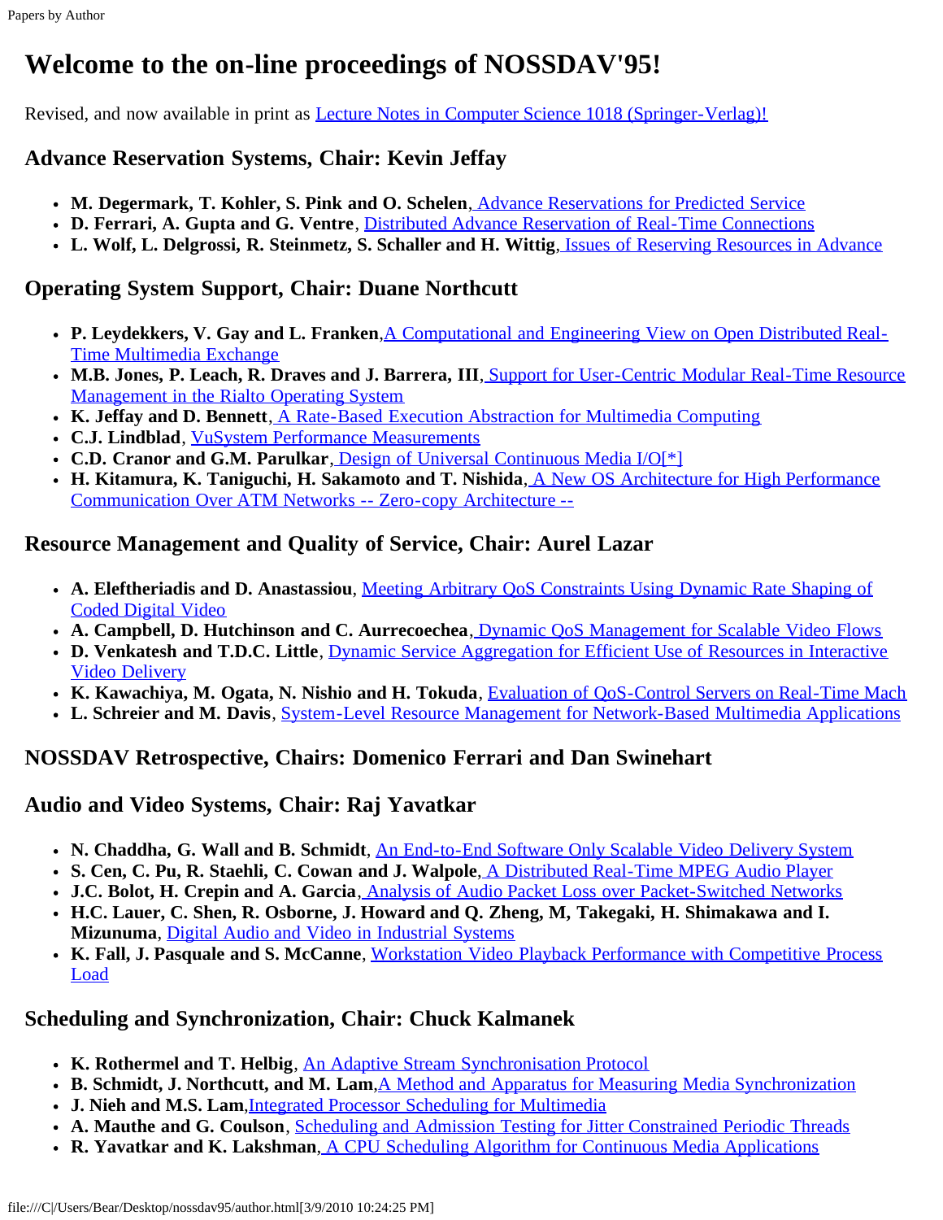# Welcome to the on-line proceedings of NOSSDAV'95!

Revised, and now available in print as Lecture Notes in Computer Science 1018 (Springer-Verlag)!

### Advance Reservation Systems, Chair: Kevin Jeffay

- **M. Degermark, T. Kohler, S. Pink and O. Schelen**, Advance Reservations for Predicted Service
- **D. Ferrari, A. Gupta and G. Ventre**, Distributed Advance Reservation of Real-Time Connections
- **L. Wolf, L. Delgrossi, R. Steinmetz, S. Schaller and H. Wittig**, Issues of Reserving Resources in Advance

### Operating System Support, Chair: Duane Northcutt

- **P. Leydekkers, V. Gay and L. Franken**, A Computational and Engineering View on Open Distributed Real-Time Multimedia Exchange
- **M.B. Jones, P. Leach, R. Draves and J. Barrera, III**, Support for User-Centric Modular Real-Time Resource Management in the Rialto Operating System
- **K. Jeffay and D. Bennett**, A Rate-Based Execution Abstraction for Multimedia Computing
- **C.J. Lindblad**, VuSystem Performance Measurements
- **C.D. Cranor and G.M. Parulkar**, Design of Universal Continuous Media I/O[*]
- **H. Kitamura, K. Taniguchi, H. Sakamoto and T. Nishida**, A New OS Architecture for High Performance Communication Over ATM Networks -- Zero-copy Architecture --

### Resource Management and Quality of Service, Chair: Aurel Lazar

- **A. Eleftheriadis and D. Anastassiou**, Meeting Arbitrary QoS Constraints Using Dynamic Rate Shaping of Coded Digital Video
- **A. Campbell, D. Hutchinson and C. Aurrecoechea**, Dynamic QoS Management for Scalable Video Flows
- **D. Venkatesh and T.D.C. Little**, Dynamic Service Aggregation for Efficient Use of Resources in Interactive Video Delivery
- **K. Kawachiya, M. Ogata, N. Nishio and H. Tokuda**, Evaluation of QoS-Control Servers on Real-Time Mach
- **L. Schreier and M. Davis**, System-Level Resource Management for Network-Based Multimedia Applications

### NOSSDAV Retrospective, Chairs: Domenico Ferrari and Dan Swinehart

### Audio and Video Systems, Chair: Raj Yavatkar

- **N. Chaddha, G. Wall and B. Schmidt**, An End-to-End Software Only Scalable Video Delivery System
- **S. Cen, C. Pu, R. Staehli, C. Cowan and J. Walpole**, A Distributed Real-Time MPEG Audio Player
- **J.C. Bolot, H. Crepin and A. Garcia**, Analysis of Audio Packet Loss over Packet-Switched Networks
- **H.C. Lauer, C. Shen, R. Osborne, J. Howard and Q. Zheng, M, Takegaki, H. Shimakawa and I. Mizunuma**, Digital Audio and Video in Industrial Systems
- **K. Fall, J. Pasquale and S. McCanne**, Workstation Video Playback Performance with Competitive Process Load

### Scheduling and Synchronization, Chair: Chuck Kalmanek

- **K. Rothermel and T. Helbig**, An Adaptive Stream Synchronisation Protocol
- **B. Schmidt, J. Northcutt, and M. Lam**, A Method and Apparatus for Measuring Media Synchronization
- **J. Nieh and M.S. Lam**, Integrated Processor Scheduling for Multimedia
- **A. Mauthe and G. Coulson**, Scheduling and Admission Testing for Jitter Constrained Periodic Threads
- **R. Yavatkar and K. Lakshman**, A CPU Scheduling Algorithm for Continuous Media Applications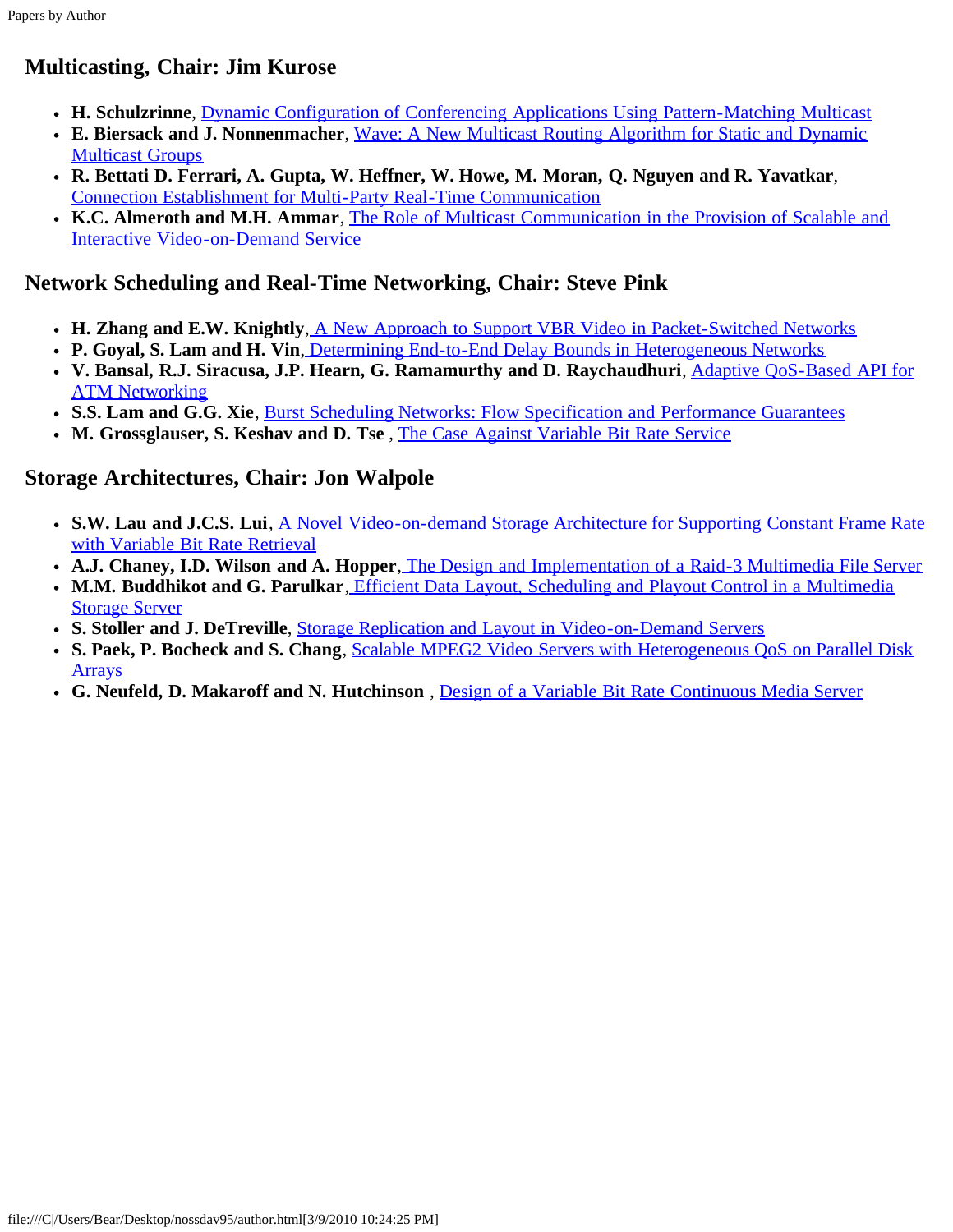## Multicasting, Chair: Jim Kurose

- **H. Schulzrinne**, Dynamic Configuration of Conferencing Applications Using Pattern-Matching Multicast
- **E. Biersack and J. Nonnenmacher**, Wave: A New Multicast Routing Algorithm for Static and Dynamic Multicast Groups
- **R. Bettati D. Ferrari, A. Gupta, W. Heffner, W. Howe, M. Moran, Q. Nguyen and R. Yavatkar**, Connection Establishment for Multi-Party Real-Time Communication
- **K.C. Almeroth and M.H. Ammar**, The Role of Multicast Communication in the Provision of Scalable and Interactive Video-on-Demand Service

## Network Scheduling and Real-Time Networking, Chair: Steve Pink

- **H. Zhang and E.W. Knightly**, A New Approach to Support VBR Video in Packet-Switched Networks
- **P. Goyal, S. Lam and H. Vin**, Determining End-to-End Delay Bounds in Heterogeneous Networks
- **V. Bansal, R.J. Siracusa, J.P. Hearn, G. Ramamurthy and D. Raychaudhuri**, Adaptive QoS-Based API for ATM Networking
- **S.S. Lam and G.G. Xie**, Burst Scheduling Networks: Flow Specification and Performance Guarantees
- **M. Grossglauser, S. Keshav and D. Tse** , The Case Against Variable Bit Rate Service

## Storage Architectures, Chair: Jon Walpole

- **S.W. Lau and J.C.S. Lui**, A Novel Video-on-demand Storage Architecture for Supporting Constant Frame Rate with Variable Bit Rate Retrieval
- **A.J. Chaney, I.D. Wilson and A. Hopper**, The Design and Implementation of a Raid-3 Multimedia File Server
- **M.M. Buddhikot and G. Parulkar**, Efficient Data Layout, Scheduling and Playout Control in a Multimedia Storage Server
- **S. Stoller and J. DeTreville**, Storage Replication and Layout in Video-on-Demand Servers
- **S. Paek, P. Bocheck and S. Chang**, Scalable MPEG2 Video Servers with Heterogeneous QoS on Parallel Disk Arrays
- **G. Neufeld, D. Makaroff and N. Hutchinson** , Design of a Variable Bit Rate Continuous Media Server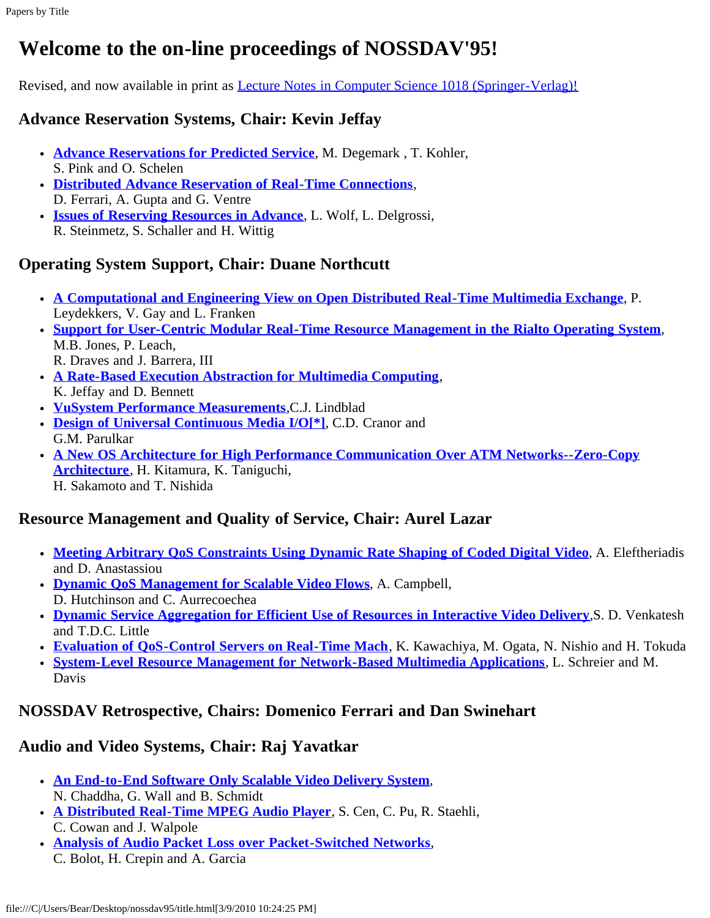# Welcome to the on-line proceedings of NOSSDAV'95!

Revised, and now available in print as [Lecture Notes in Computer Science 1018 (Springer-Verlag)!]()

### Advance Reservation Systems, Chair: Kevin Jeffay

- **[Advance Reservations for Predicted Service]()**, M. Degemark , T. Kohler, S. Pink and O. Schelen
- **[Distributed Advance Reservation of Real-Time Connections]()**, D. Ferrari, A. Gupta and G. Ventre
- **[Issues of Reserving Resources in Advance]()**, L. Wolf, L. Delgrossi, R. Steinmetz, S. Schaller and H. Wittig

### Operating System Support, Chair: Duane Northcutt

- **[A Computational and Engineering View on Open Distributed Real-Time Multimedia Exchange]()**, P. Leydekkers, V. Gay and L. Franken
- **[Support for User-Centric Modular Real-Time Resource Management in the Rialto Operating System]()**, M.B. Jones, P. Leach, R. Draves and J. Barrera, III
- **[A Rate-Based Execution Abstraction for Multimedia Computing]()**, K. Jeffay and D. Bennett
- **[VuSystem Performance Measurements]()**,C.J. Lindblad
- **[Design of Universal Continuous Media I/O[*]]()**, C.D. Cranor and G.M. Parulkar
- **[A New OS Architecture for High Performance Communication Over ATM Networks--Zero-Copy Architecture]()**, H. Kitamura, K. Taniguchi, H. Sakamoto and T. Nishida

### Resource Management and Quality of Service, Chair: Aurel Lazar

- **[Meeting Arbitrary QoS Constraints Using Dynamic Rate Shaping of Coded Digital Video]()**, A. Eleftheriadis and D. Anastassiou
- **[Dynamic QoS Management for Scalable Video Flows]()**, A. Campbell, D. Hutchinson and C. Aurrecoechea
- **[Dynamic Service Aggregation for Efficient Use of Resources in Interactive Video Delivery]()**,S. D. Venkatesh and T.D.C. Little
- **[Evaluation of QoS-Control Servers on Real-Time Mach]()**, K. Kawachiya, M. Ogata, N. Nishio and H. Tokuda
- **[System-Level Resource Management for Network-Based Multimedia Applications]()**, L. Schreier and M. Davis

### NOSSDAV Retrospective, Chairs: Domenico Ferrari and Dan Swinehart

### Audio and Video Systems, Chair: Raj Yavatkar

- **[An End-to-End Software Only Scalable Video Delivery System]()**, N. Chaddha, G. Wall and B. Schmidt
- **[A Distributed Real-Time MPEG Audio Player]()**, S. Cen, C. Pu, R. Staehli, C. Cowan and J. Walpole
- **[Analysis of Audio Packet Loss over Packet-Switched Networks]()**, C. Bolot, H. Crepin and A. Garcia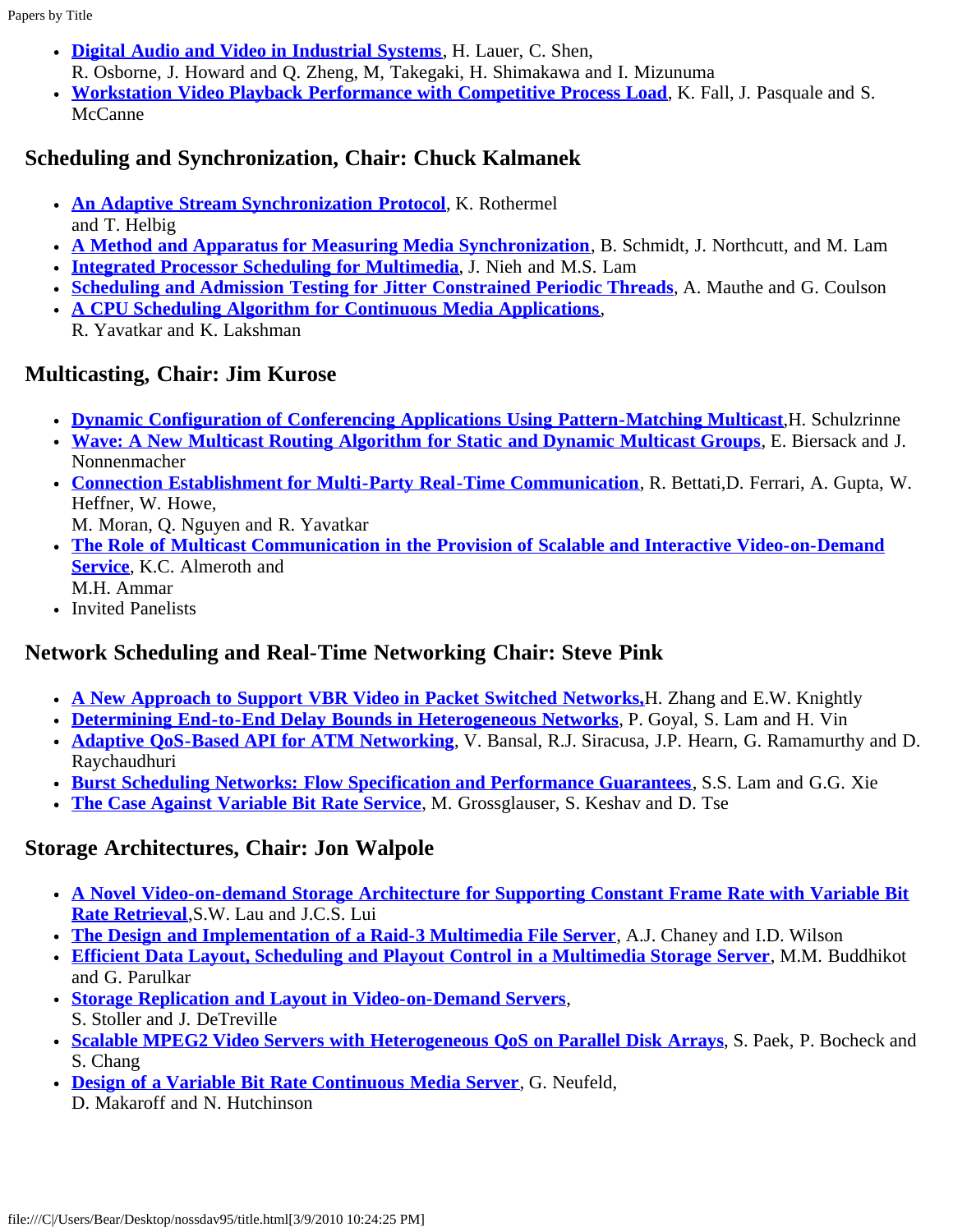- **Digital Audio and Video in Industrial Systems**, H. Lauer, C. Shen, R. Osborne, J. Howard and Q. Zheng, M, Takegaki, H. Shimakawa and I. Mizunuma
- **Workstation Video Playback Performance with Competitive Process Load**, K. Fall, J. Pasquale and S. McCanne

### Scheduling and Synchronization, Chair: Chuck Kalmanek

- **An Adaptive Stream Synchronization Protocol**, K. Rothermel and T. Helbig
- **A Method and Apparatus for Measuring Media Synchronization**, B. Schmidt, J. Northcutt, and M. Lam
- **Integrated Processor Scheduling for Multimedia**, J. Nieh and M.S. Lam
- **Scheduling and Admission Testing for Jitter Constrained Periodic Threads**, A. Mauthe and G. Coulson
- **A CPU Scheduling Algorithm for Continuous Media Applications**, R. Yavatkar and K. Lakshman

### Multicasting, Chair: Jim Kurose

- **Dynamic Configuration of Conferencing Applications Using Pattern-Matching Multicast**,H. Schulzrinne
- **Wave: A New Multicast Routing Algorithm for Static and Dynamic Multicast Groups**, E. Biersack and J. Nonnenmacher
- **Connection Establishment for Multi-Party Real-Time Communication**, R. Bettati,D. Ferrari, A. Gupta, W. Heffner, W. Howe, M. Moran, Q. Nguyen and R. Yavatkar
- **The Role of Multicast Communication in the Provision of Scalable and Interactive Video-on-Demand Service**, K.C. Almeroth and M.H. Ammar
- Invited Panelists

### Network Scheduling and Real-Time Networking Chair: Steve Pink

- **A New Approach to Support VBR Video in Packet Switched Networks,**H. Zhang and E.W. Knightly
- **Determining End-to-End Delay Bounds in Heterogeneous Networks**, P. Goyal, S. Lam and H. Vin
- **Adaptive QoS-Based API for ATM Networking**, V. Bansal, R.J. Siracusa, J.P. Hearn, G. Ramamurthy and D. Raychaudhuri
- **Burst Scheduling Networks: Flow Specification and Performance Guarantees**, S.S. Lam and G.G. Xie
- **The Case Against Variable Bit Rate Service**, M. Grossglauser, S. Keshav and D. Tse

### Storage Architectures, Chair: Jon Walpole

- **A Novel Video-on-demand Storage Architecture for Supporting Constant Frame Rate with Variable Bit Rate Retrieval**,S.W. Lau and J.C.S. Lui
- **The Design and Implementation of a Raid-3 Multimedia File Server**, A.J. Chaney and I.D. Wilson
- **Efficient Data Layout, Scheduling and Playout Control in a Multimedia Storage Server**, M.M. Buddhikot and G. Parulkar
- **Storage Replication and Layout in Video-on-Demand Servers**, S. Stoller and J. DeTreville
- **Scalable MPEG2 Video Servers with Heterogeneous QoS on Parallel Disk Arrays**, S. Paek, P. Bocheck and S. Chang
- **Design of a Variable Bit Rate Continuous Media Server**, G. Neufeld, D. Makaroff and N. Hutchinson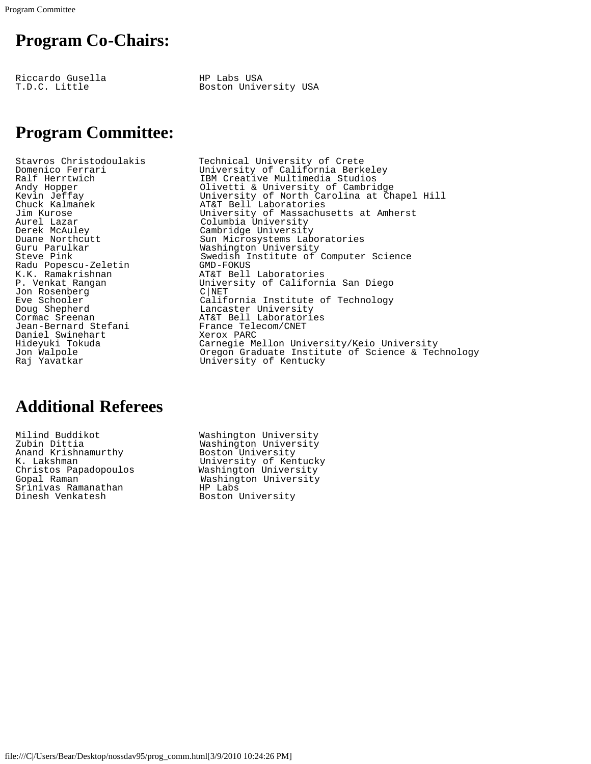# Program Co-Chairs:

| | |
|---|---|
| Riccardo Gusella | HP Labs USA |
| T.D.C. Little | Boston University USA |

# Program Committee:

| | |
|---|---|
| Stavros Christodoulakis | Technical University of Crete |
| Domenico Ferrari | University of California Berkeley |
| Ralf Herrtwich | IBM Creative Multimedia Studios |
| Andy Hopper | Olivetti & University of Cambridge |
| Kevin Jeffay | University of North Carolina at Chapel Hill |
| Chuck Kalmanek | AT&T Bell Laboratories |
| Jim Kurose | University of Massachusetts at Amherst |
| Aurel Lazar | Columbia University |
| Derek McAuley | Cambridge University |
| Duane Northcutt | Sun Microsystems Laboratories |
| Guru Parulkar | Washington University |
| Steve Pink | Swedish Institute of Computer Science |
| Radu Popescu-Zeletin | GMD-FOKUS |
| K.K. Ramakrishnan | AT&T Bell Laboratories |
| P. Venkat Rangan | University of California San Diego |
| Jon Rosenberg | C\|NET |
| Eve Schooler | California Institute of Technology |
| Doug Shepherd | Lancaster University |
| Cormac Sreenan | AT&T Bell Laboratories |
| Jean-Bernard Stefani | France Telecom/CNET |
| Daniel Swinehart | Xerox PARC |
| Hideyuki Tokuda | Carnegie Mellon University/Keio University |
| Jon Walpole | Oregon Graduate Institute of Science & Technology |
| Raj Yavatkar | University of Kentucky |

# Additional Referees

| | |
|---|---|
| Milind Buddikot | Washington University |
| Zubin Dittia | Washington University |
| Anand Krishnamurthy | Boston University |
| K. Lakshman | University of Kentucky |
| Christos Papadopoulos | Washington University |
| Gopal Raman | Washington University |
| Srinivas Ramanathan | HP Labs |
| Dinesh Venkatesh | Boston University |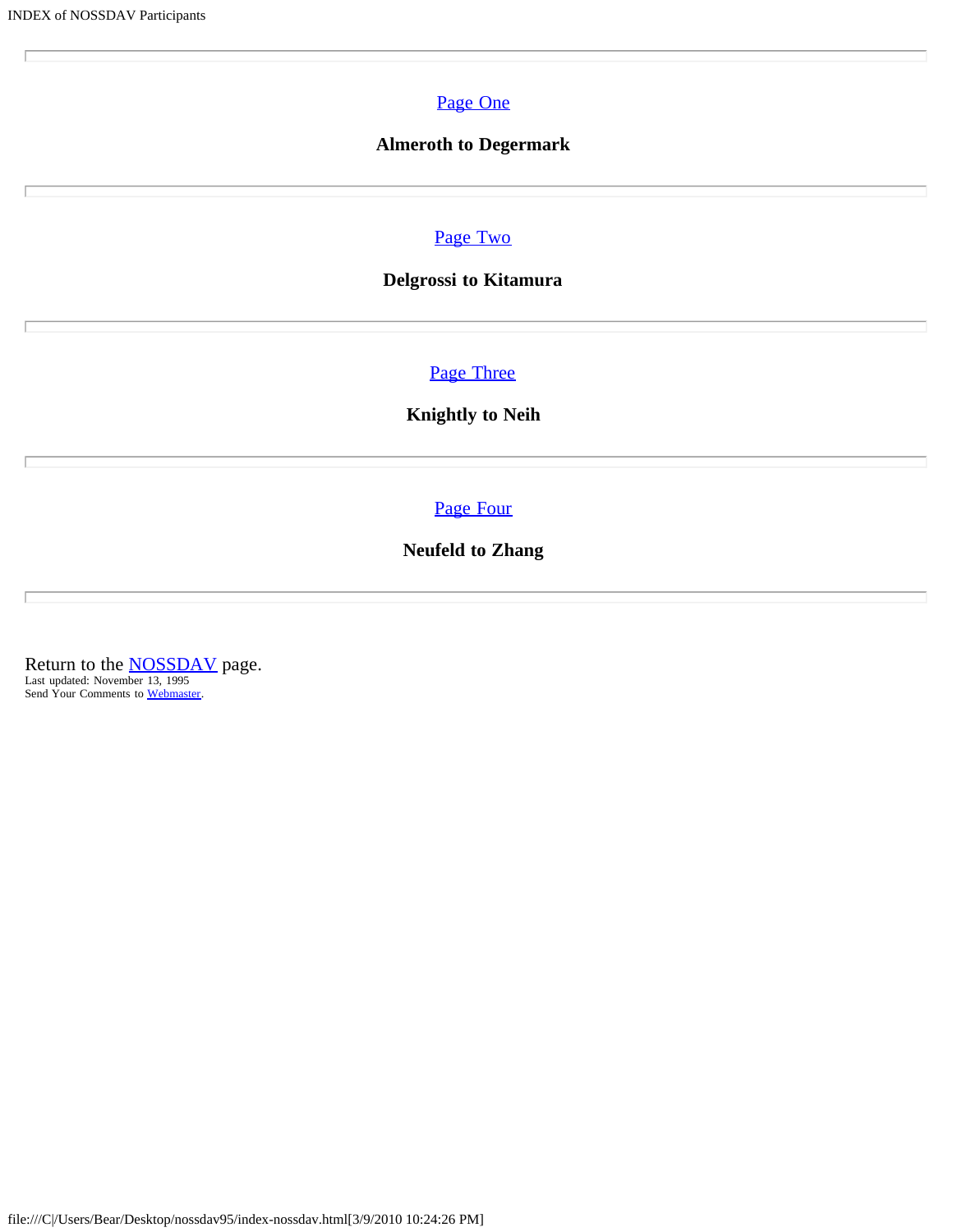---

[Page One](#)

**Almeroth to Degermark**

---

[Page Two](#)

**Delgrossi to Kitamura**

---

[Page Three](#)

**Knightly to Neih**

---

[Page Four](#)

**Neufeld to Zhang**

---

Return to the [NOSSDAV](#) page.
Last updated: November 13, 1995
Send Your Comments to [Webmaster](#).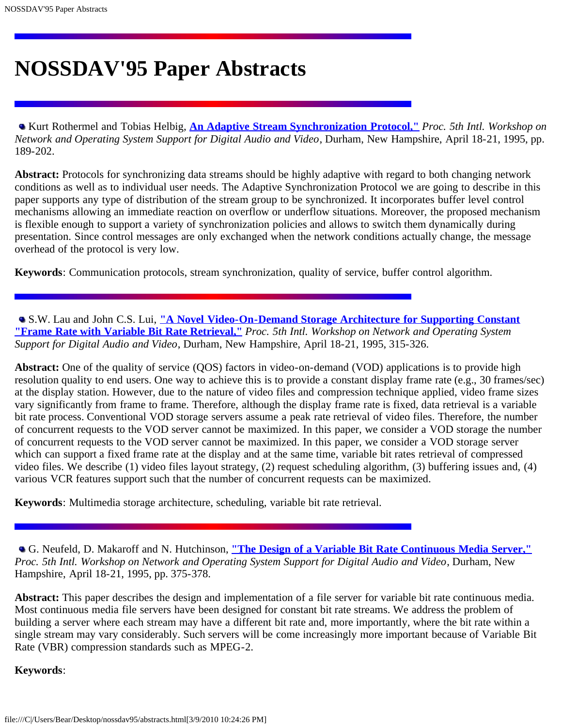# NOSSDAV'95 Paper Abstracts

---

- Kurt Rothermel and Tobias Helbig, **An Adaptive Stream Synchronization Protocol,"** *Proc. 5th Intl. Workshop on Network and Operating System Support for Digital Audio and Video*, Durham, New Hampshire, April 18-21, 1995, pp. 189-202.

**Abstract:** Protocols for synchronizing data streams should be highly adaptive with regard to both changing network conditions as well as to individual user needs. The Adaptive Synchronization Protocol we are going to describe in this paper supports any type of distribution of the stream group to be synchronized. It incorporates buffer level control mechanisms allowing an immediate reaction on overflow or underflow situations. Moreover, the proposed mechanism is flexible enough to support a variety of synchronization policies and allows to switch them dynamically during presentation. Since control messages are only exchanged when the network conditions actually change, the message overhead of the protocol is very low.

**Keywords**: Communication protocols, stream synchronization, quality of service, buffer control algorithm.

---

- S.W. Lau and John C.S. Lui, **"A Novel Video-On-Demand Storage Architecture for Supporting Constant "Frame Rate with Variable Bit Rate Retrieval,"** *Proc. 5th Intl. Workshop on Network and Operating System Support for Digital Audio and Video*, Durham, New Hampshire, April 18-21, 1995, 315-326.

**Abstract:** One of the quality of service (QOS) factors in video-on-demand (VOD) applications is to provide high resolution quality to end users. One way to achieve this is to provide a constant display frame rate (e.g., 30 frames/sec) at the display station. However, due to the nature of video files and compression technique applied, video frame sizes vary significantly from frame to frame. Therefore, although the display frame rate is fixed, data retrieval is a variable bit rate process. Conventional VOD storage servers assume a peak rate retrieval of video files. Therefore, the number of concurrent requests to the VOD server cannot be maximized. In this paper, we consider a VOD storage the number of concurrent requests to the VOD server cannot be maximized. In this paper, we consider a VOD storage server which can support a fixed frame rate at the display and at the same time, variable bit rates retrieval of compressed video files. We describe (1) video files layout strategy, (2) request scheduling algorithm, (3) buffering issues and, (4) various VCR features support such that the number of concurrent requests can be maximized.

**Keywords**: Multimedia storage architecture, scheduling, variable bit rate retrieval.

---

- G. Neufeld, D. Makaroff and N. Hutchinson, **"The Design of a Variable Bit Rate Continuous Media Server,"** *Proc. 5th Intl. Workshop on Network and Operating System Support for Digital Audio and Video*, Durham, New Hampshire, April 18-21, 1995, pp. 375-378.

**Abstract:** This paper describes the design and implementation of a file server for variable bit rate continuous media. Most continuous media file servers have been designed for constant bit rate streams. We address the problem of building a server where each stream may have a different bit rate and, more importantly, where the bit rate within a single stream may vary considerably. Such servers will be come increasingly more important because of Variable Bit Rate (VBR) compression standards such as MPEG-2.

**Keywords**: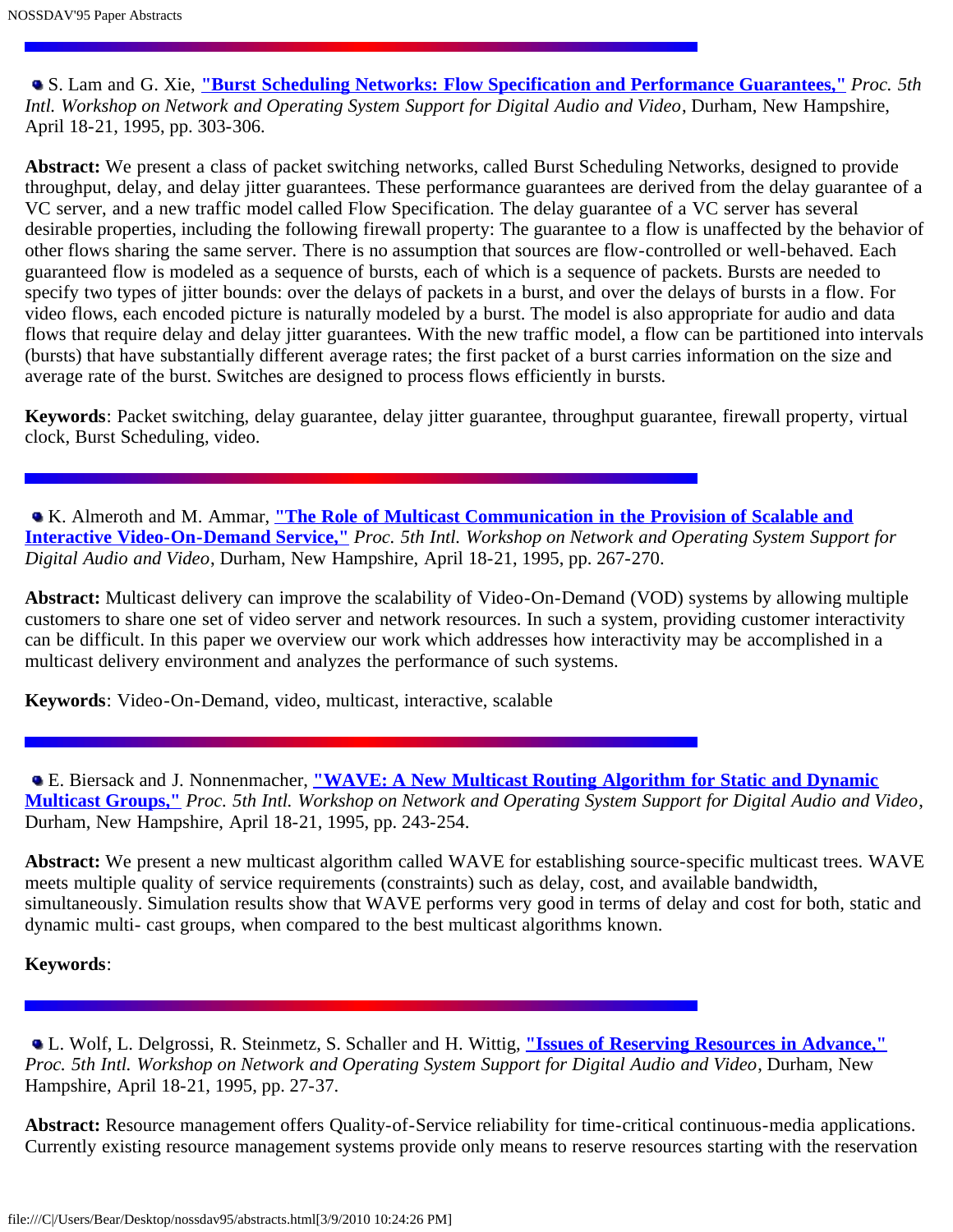---

- S. Lam and G. Xie, **"Burst Scheduling Networks: Flow Specification and Performance Guarantees,"** *Proc. 5th Intl. Workshop on Network and Operating System Support for Digital Audio and Video*, Durham, New Hampshire, April 18-21, 1995, pp. 303-306.

**Abstract:** We present a class of packet switching networks, called Burst Scheduling Networks, designed to provide throughput, delay, and delay jitter guarantees. These performance guarantees are derived from the delay guarantee of a VC server, and a new traffic model called Flow Specification. The delay guarantee of a VC server has several desirable properties, including the following firewall property: The guarantee to a flow is unaffected by the behavior of other flows sharing the same server. There is no assumption that sources are flow-controlled or well-behaved. Each guaranteed flow is modeled as a sequence of bursts, each of which is a sequence of packets. Bursts are needed to specify two types of jitter bounds: over the delays of packets in a burst, and over the delays of bursts in a flow. For video flows, each encoded picture is naturally modeled by a burst. The model is also appropriate for audio and data flows that require delay and delay jitter guarantees. With the new traffic model, a flow can be partitioned into intervals (bursts) that have substantially different average rates; the first packet of a burst carries information on the size and average rate of the burst. Switches are designed to process flows efficiently in bursts.

**Keywords**: Packet switching, delay guarantee, delay jitter guarantee, throughput guarantee, firewall property, virtual clock, Burst Scheduling, video.

---

- K. Almeroth and M. Ammar, **"The Role of Multicast Communication in the Provision of Scalable and Interactive Video-On-Demand Service,"** *Proc. 5th Intl. Workshop on Network and Operating System Support for Digital Audio and Video*, Durham, New Hampshire, April 18-21, 1995, pp. 267-270.

**Abstract:** Multicast delivery can improve the scalability of Video-On-Demand (VOD) systems by allowing multiple customers to share one set of video server and network resources. In such a system, providing customer interactivity can be difficult. In this paper we overview our work which addresses how interactivity may be accomplished in a multicast delivery environment and analyzes the performance of such systems.

**Keywords**: Video-On-Demand, video, multicast, interactive, scalable

---

- E. Biersack and J. Nonnenmacher, **"WAVE: A New Multicast Routing Algorithm for Static and Dynamic Multicast Groups,"** *Proc. 5th Intl. Workshop on Network and Operating System Support for Digital Audio and Video*, Durham, New Hampshire, April 18-21, 1995, pp. 243-254.

**Abstract:** We present a new multicast algorithm called WAVE for establishing source-specific multicast trees. WAVE meets multiple quality of service requirements (constraints) such as delay, cost, and available bandwidth, simultaneously. Simulation results show that WAVE performs very good in terms of delay and cost for both, static and dynamic multi- cast groups, when compared to the best multicast algorithms known.

**Keywords**:

---

- L. Wolf, L. Delgrossi, R. Steinmetz, S. Schaller and H. Wittig, **"Issues of Reserving Resources in Advance,"** *Proc. 5th Intl. Workshop on Network and Operating System Support for Digital Audio and Video*, Durham, New Hampshire, April 18-21, 1995, pp. 27-37.

**Abstract:** Resource management offers Quality-of-Service reliability for time-critical continuous-media applications. Currently existing resource management systems provide only means to reserve resources starting with the reservation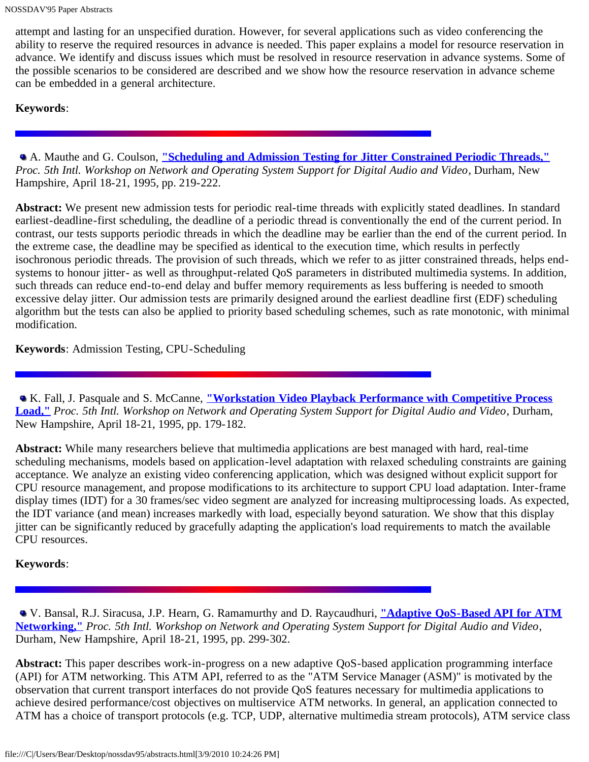attempt and lasting for an unspecified duration. However, for several applications such as video conferencing the ability to reserve the required resources in advance is needed. This paper explains a model for resource reservation in advance. We identify and discuss issues which must be resolved in resource reservation in advance systems. Some of the possible scenarios to be considered are described and we show how the resource reservation in advance scheme can be embedded in a general architecture.

**Keywords**:

---

- A. Mauthe and G. Coulson, **"Scheduling and Admission Testing for Jitter Constrained Periodic Threads,"** *Proc. 5th Intl. Workshop on Network and Operating System Support for Digital Audio and Video*, Durham, New Hampshire, April 18-21, 1995, pp. 219-222.

**Abstract:** We present new admission tests for periodic real-time threads with explicitly stated deadlines. In standard earliest-deadline-first scheduling, the deadline of a periodic thread is conventionally the end of the current period. In contrast, our tests supports periodic threads in which the deadline may be earlier than the end of the current period. In the extreme case, the deadline may be specified as identical to the execution time, which results in perfectly isochronous periodic threads. The provision of such threads, which we refer to as jitter constrained threads, helps end-systems to honour jitter- as well as throughput-related QoS parameters in distributed multimedia systems. In addition, such threads can reduce end-to-end delay and buffer memory requirements as less buffering is needed to smooth excessive delay jitter. Our admission tests are primarily designed around the earliest deadline first (EDF) scheduling algorithm but the tests can also be applied to priority based scheduling schemes, such as rate monotonic, with minimal modification.

**Keywords**: Admission Testing, CPU-Scheduling

---

- K. Fall, J. Pasquale and S. McCanne, **"Workstation Video Playback Performance with Competitive Process Load,"** *Proc. 5th Intl. Workshop on Network and Operating System Support for Digital Audio and Video*, Durham, New Hampshire, April 18-21, 1995, pp. 179-182.

**Abstract:** While many researchers believe that multimedia applications are best managed with hard, real-time scheduling mechanisms, models based on application-level adaptation with relaxed scheduling constraints are gaining acceptance. We analyze an existing video conferencing application, which was designed without explicit support for CPU resource management, and propose modifications to its architecture to support CPU load adaptation. Inter-frame display times (IDT) for a 30 frames/sec video segment are analyzed for increasing multiprocessing loads. As expected, the IDT variance (and mean) increases markedly with load, especially beyond saturation. We show that this display jitter can be significantly reduced by gracefully adapting the application's load requirements to match the available CPU resources.

**Keywords**:

---

- V. Bansal, R.J. Siracusa, J.P. Hearn, G. Ramamurthy and D. Raycaudhuri, **"Adaptive QoS-Based API for ATM Networking,"** *Proc. 5th Intl. Workshop on Network and Operating System Support for Digital Audio and Video*, Durham, New Hampshire, April 18-21, 1995, pp. 299-302.

**Abstract:** This paper describes work-in-progress on a new adaptive QoS-based application programming interface (API) for ATM networking. This ATM API, referred to as the "ATM Service Manager (ASM)" is motivated by the observation that current transport interfaces do not provide QoS features necessary for multimedia applications to achieve desired performance/cost objectives on multiservice ATM networks. In general, an application connected to ATM has a choice of transport protocols (e.g. TCP, UDP, alternative multimedia stream protocols), ATM service class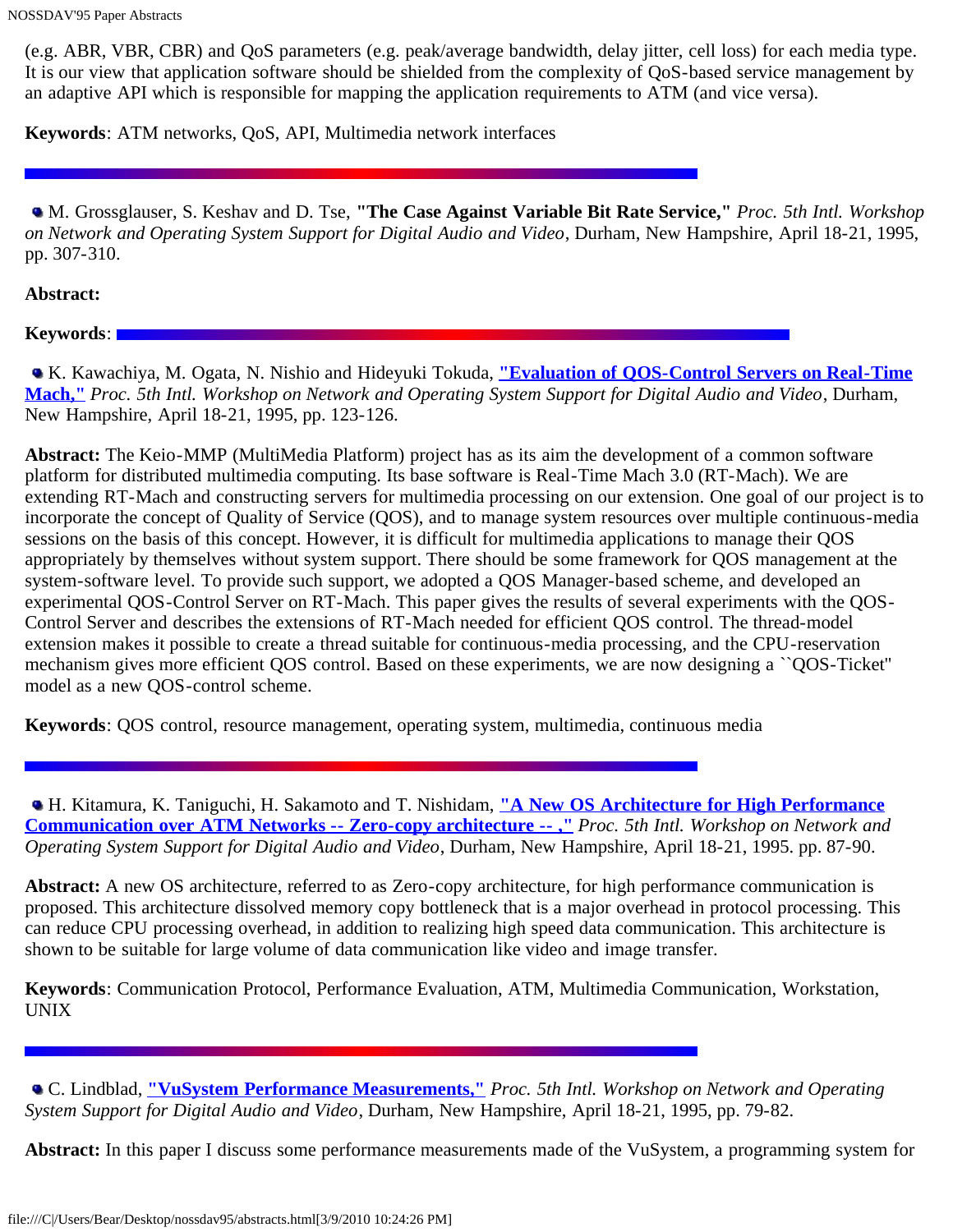(e.g. ABR, VBR, CBR) and QoS parameters (e.g. peak/average bandwidth, delay jitter, cell loss) for each media type. It is our view that application software should be shielded from the complexity of QoS-based service management by an adaptive API which is responsible for mapping the application requirements to ATM (and vice versa).

**Keywords**: ATM networks, QoS, API, Multimedia network interfaces

---

- M. Grossglauser, S. Keshav and D. Tse, **"The Case Against Variable Bit Rate Service,"** *Proc. 5th Intl. Workshop on Network and Operating System Support for Digital Audio and Video*, Durham, New Hampshire, April 18-21, 1995, pp. 307-310.

**Abstract:**

**Keywords**:

---

- K. Kawachiya, M. Ogata, N. Nishio and Hideyuki Tokuda, **"Evaluation of QOS-Control Servers on Real-Time Mach,"** *Proc. 5th Intl. Workshop on Network and Operating System Support for Digital Audio and Video*, Durham, New Hampshire, April 18-21, 1995, pp. 123-126.

**Abstract:** The Keio-MMP (MultiMedia Platform) project has as its aim the development of a common software platform for distributed multimedia computing. Its base software is Real-Time Mach 3.0 (RT-Mach). We are extending RT-Mach and constructing servers for multimedia processing on our extension. One goal of our project is to incorporate the concept of Quality of Service (QOS), and to manage system resources over multiple continuous-media sessions on the basis of this concept. However, it is difficult for multimedia applications to manage their QOS appropriately by themselves without system support. There should be some framework for QOS management at the system-software level. To provide such support, we adopted a QOS Manager-based scheme, and developed an experimental QOS-Control Server on RT-Mach. This paper gives the results of several experiments with the QOS-Control Server and describes the extensions of RT-Mach needed for efficient QOS control. The thread-model extension makes it possible to create a thread suitable for continuous-media processing, and the CPU-reservation mechanism gives more efficient QOS control. Based on these experiments, we are now designing a ``QOS-Ticket'' model as a new QOS-control scheme.

**Keywords**: QOS control, resource management, operating system, multimedia, continuous media

---

- H. Kitamura, K. Taniguchi, H. Sakamoto and T. Nishidam, **"A New OS Architecture for High Performance Communication over ATM Networks -- Zero-copy architecture -- ,"** *Proc. 5th Intl. Workshop on Network and Operating System Support for Digital Audio and Video*, Durham, New Hampshire, April 18-21, 1995. pp. 87-90.

**Abstract:** A new OS architecture, referred to as Zero-copy architecture, for high performance communication is proposed. This architecture dissolved memory copy bottleneck that is a major overhead in protocol processing. This can reduce CPU processing overhead, in addition to realizing high speed data communication. This architecture is shown to be suitable for large volume of data communication like video and image transfer.

**Keywords**: Communication Protocol, Performance Evaluation, ATM, Multimedia Communication, Workstation, UNIX

---

- C. Lindblad, **"VuSystem Performance Measurements,"** *Proc. 5th Intl. Workshop on Network and Operating System Support for Digital Audio and Video*, Durham, New Hampshire, April 18-21, 1995, pp. 79-82.

**Abstract:** In this paper I discuss some performance measurements made of the VuSystem, a programming system for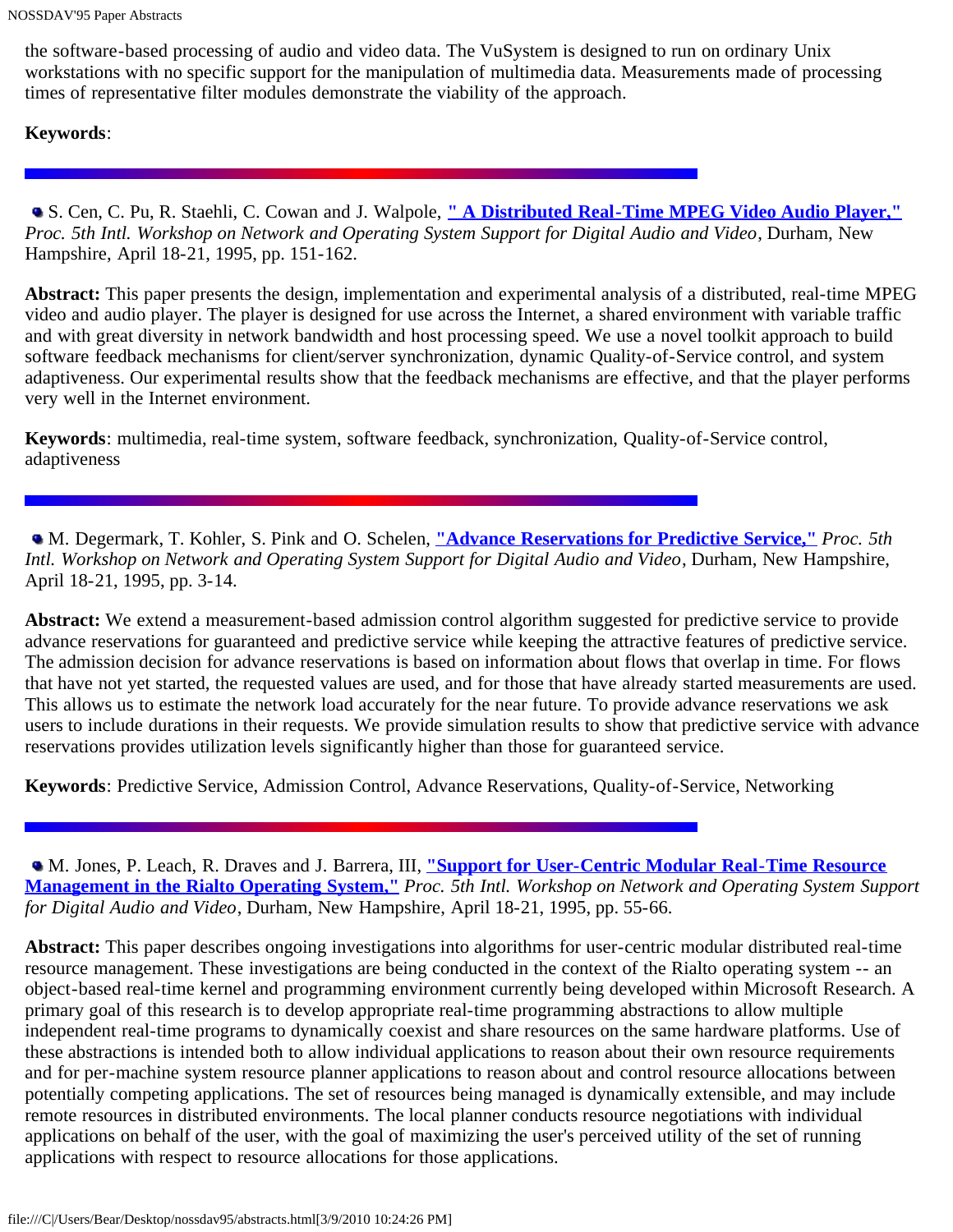the software-based processing of audio and video data. The VuSystem is designed to run on ordinary Unix workstations with no specific support for the manipulation of multimedia data. Measurements made of processing times of representative filter modules demonstrate the viability of the approach.

**Keywords**:

---

- S. Cen, C. Pu, R. Staehli, C. Cowan and J. Walpole, **" A Distributed Real-Time MPEG Video Audio Player,"** *Proc. 5th Intl. Workshop on Network and Operating System Support for Digital Audio and Video*, Durham, New Hampshire, April 18-21, 1995, pp. 151-162.

**Abstract:** This paper presents the design, implementation and experimental analysis of a distributed, real-time MPEG video and audio player. The player is designed for use across the Internet, a shared environment with variable traffic and with great diversity in network bandwidth and host processing speed. We use a novel toolkit approach to build software feedback mechanisms for client/server synchronization, dynamic Quality-of-Service control, and system adaptiveness. Our experimental results show that the feedback mechanisms are effective, and that the player performs very well in the Internet environment.

**Keywords**: multimedia, real-time system, software feedback, synchronization, Quality-of-Service control, adaptiveness

---

- M. Degermark, T. Kohler, S. Pink and O. Schelen, **"Advance Reservations for Predictive Service,"** *Proc. 5th Intl. Workshop on Network and Operating System Support for Digital Audio and Video*, Durham, New Hampshire, April 18-21, 1995, pp. 3-14.

**Abstract:** We extend a measurement-based admission control algorithm suggested for predictive service to provide advance reservations for guaranteed and predictive service while keeping the attractive features of predictive service. The admission decision for advance reservations is based on information about flows that overlap in time. For flows that have not yet started, the requested values are used, and for those that have already started measurements are used. This allows us to estimate the network load accurately for the near future. To provide advance reservations we ask users to include durations in their requests. We provide simulation results to show that predictive service with advance reservations provides utilization levels significantly higher than those for guaranteed service.

**Keywords**: Predictive Service, Admission Control, Advance Reservations, Quality-of-Service, Networking

---

- M. Jones, P. Leach, R. Draves and J. Barrera, III, **"Support for User-Centric Modular Real-Time Resource Management in the Rialto Operating System,"** *Proc. 5th Intl. Workshop on Network and Operating System Support for Digital Audio and Video*, Durham, New Hampshire, April 18-21, 1995, pp. 55-66.

**Abstract:** This paper describes ongoing investigations into algorithms for user-centric modular distributed real-time resource management. These investigations are being conducted in the context of the Rialto operating system -- an object-based real-time kernel and programming environment currently being developed within Microsoft Research. A primary goal of this research is to develop appropriate real-time programming abstractions to allow multiple independent real-time programs to dynamically coexist and share resources on the same hardware platforms. Use of these abstractions is intended both to allow individual applications to reason about their own resource requirements and for per-machine system resource planner applications to reason about and control resource allocations between potentially competing applications. The set of resources being managed is dynamically extensible, and may include remote resources in distributed environments. The local planner conducts resource negotiations with individual applications on behalf of the user, with the goal of maximizing the user's perceived utility of the set of running applications with respect to resource allocations for those applications.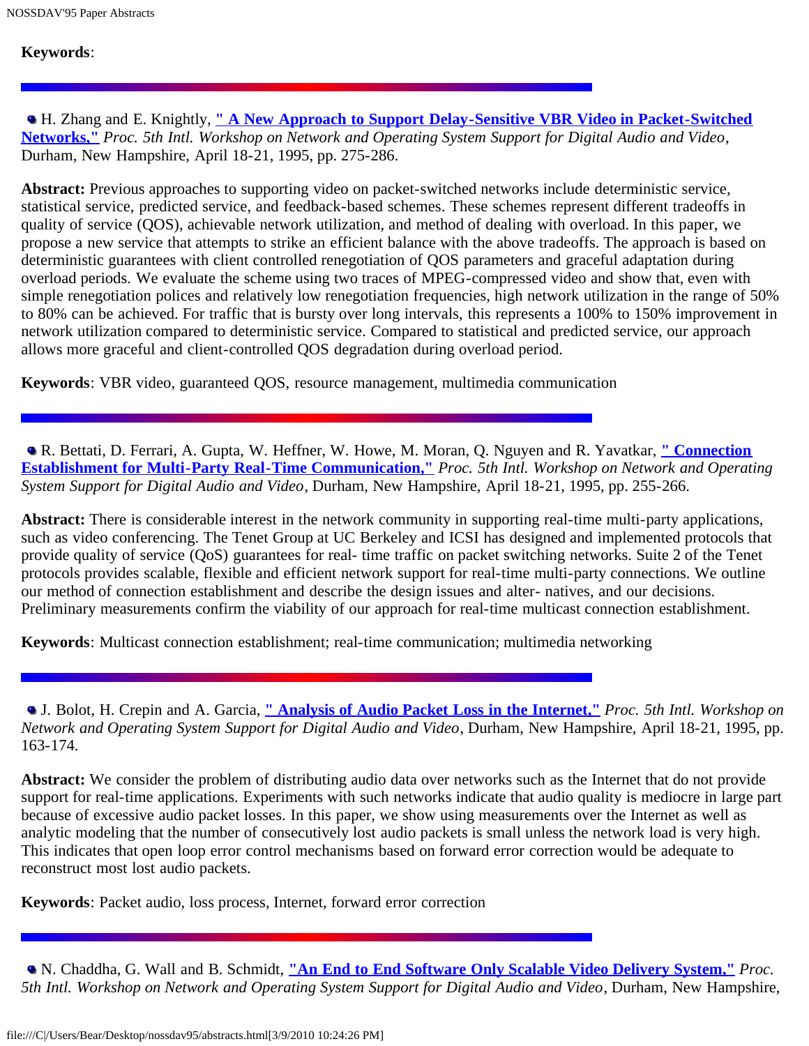**Keywords**:

---

- H. Zhang and E. Knightly, **" A New Approach to Support Delay-Sensitive VBR Video in Packet-Switched Networks,"** *Proc. 5th Intl. Workshop on Network and Operating System Support for Digital Audio and Video*, Durham, New Hampshire, April 18-21, 1995, pp. 275-286.

**Abstract:** Previous approaches to supporting video on packet-switched networks include deterministic service, statistical service, predicted service, and feedback-based schemes. These schemes represent different tradeoffs in quality of service (QOS), achievable network utilization, and method of dealing with overload. In this paper, we propose a new service that attempts to strike an efficient balance with the above tradeoffs. The approach is based on deterministic guarantees with client controlled renegotiation of QOS parameters and graceful adaptation during overload periods. We evaluate the scheme using two traces of MPEG-compressed video and show that, even with simple renegotiation polices and relatively low renegotiation frequencies, high network utilization in the range of 50% to 80% can be achieved. For traffic that is bursty over long intervals, this represents a 100% to 150% improvement in network utilization compared to deterministic service. Compared to statistical and predicted service, our approach allows more graceful and client-controlled QOS degradation during overload period.

**Keywords**: VBR video, guaranteed QOS, resource management, multimedia communication

---

- R. Bettati, D. Ferrari, A. Gupta, W. Heffner, W. Howe, M. Moran, Q. Nguyen and R. Yavatkar, **" Connection Establishment for Multi-Party Real-Time Communication,"** *Proc. 5th Intl. Workshop on Network and Operating System Support for Digital Audio and Video*, Durham, New Hampshire, April 18-21, 1995, pp. 255-266.

**Abstract:** There is considerable interest in the network community in supporting real-time multi-party applications, such as video conferencing. The Tenet Group at UC Berkeley and ICSI has designed and implemented protocols that provide quality of service (QoS) guarantees for real- time traffic on packet switching networks. Suite 2 of the Tenet protocols provides scalable, flexible and efficient network support for real-time multi-party connections. We outline our method of connection establishment and describe the design issues and alter- natives, and our decisions. Preliminary measurements confirm the viability of our approach for real-time multicast connection establishment.

**Keywords**: Multicast connection establishment; real-time communication; multimedia networking

---

- J. Bolot, H. Crepin and A. Garcia, **" Analysis of Audio Packet Loss in the Internet,"** *Proc. 5th Intl. Workshop on Network and Operating System Support for Digital Audio and Video*, Durham, New Hampshire, April 18-21, 1995, pp. 163-174.

**Abstract:** We consider the problem of distributing audio data over networks such as the Internet that do not provide support for real-time applications. Experiments with such networks indicate that audio quality is mediocre in large part because of excessive audio packet losses. In this paper, we show using measurements over the Internet as well as analytic modeling that the number of consecutively lost audio packets is small unless the network load is very high. This indicates that open loop error control mechanisms based on forward error correction would be adequate to reconstruct most lost audio packets.

**Keywords**: Packet audio, loss process, Internet, forward error correction

---

- N. Chaddha, G. Wall and B. Schmidt, **"An End to End Software Only Scalable Video Delivery System,"** *Proc. 5th Intl. Workshop on Network and Operating System Support for Digital Audio and Video*, Durham, New Hampshire,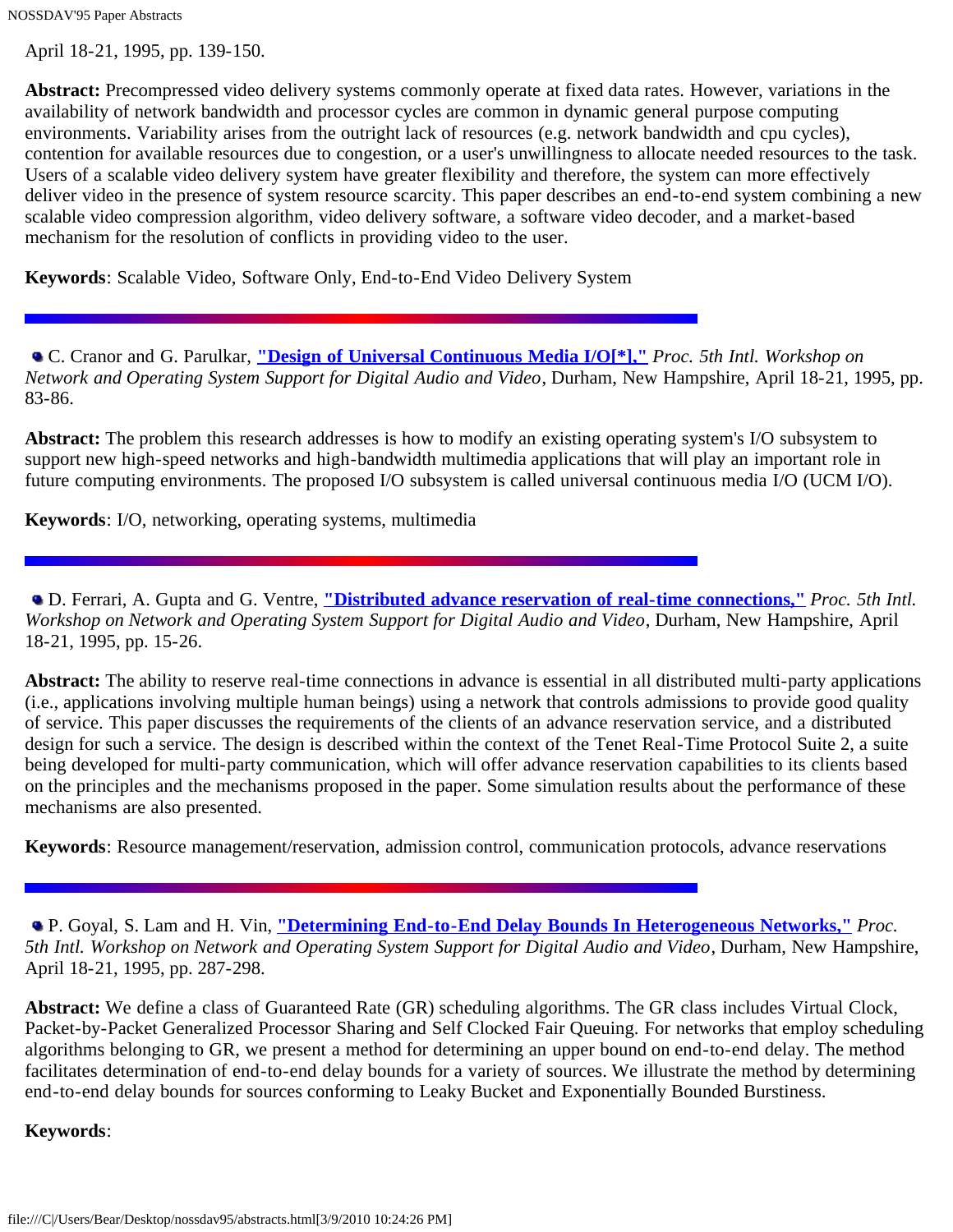April 18-21, 1995, pp. 139-150.

**Abstract:** Precompressed video delivery systems commonly operate at fixed data rates. However, variations in the availability of network bandwidth and processor cycles are common in dynamic general purpose computing environments. Variability arises from the outright lack of resources (e.g. network bandwidth and cpu cycles), contention for available resources due to congestion, or a user's unwillingness to allocate needed resources to the task. Users of a scalable video delivery system have greater flexibility and therefore, the system can more effectively deliver video in the presence of system resource scarcity. This paper describes an end-to-end system combining a new scalable video compression algorithm, video delivery software, a software video decoder, and a market-based mechanism for the resolution of conflicts in providing video to the user.

**Keywords**: Scalable Video, Software Only, End-to-End Video Delivery System

---

- C. Cranor and G. Parulkar, **"Design of Universal Continuous Media I/O[*],"** *Proc. 5th Intl. Workshop on Network and Operating System Support for Digital Audio and Video*, Durham, New Hampshire, April 18-21, 1995, pp. 83-86.

**Abstract:** The problem this research addresses is how to modify an existing operating system's I/O subsystem to support new high-speed networks and high-bandwidth multimedia applications that will play an important role in future computing environments. The proposed I/O subsystem is called universal continuous media I/O (UCM I/O).

**Keywords**: I/O, networking, operating systems, multimedia

---

- D. Ferrari, A. Gupta and G. Ventre, **"Distributed advance reservation of real-time connections,"** *Proc. 5th Intl. Workshop on Network and Operating System Support for Digital Audio and Video*, Durham, New Hampshire, April 18-21, 1995, pp. 15-26.

**Abstract:** The ability to reserve real-time connections in advance is essential in all distributed multi-party applications (i.e., applications involving multiple human beings) using a network that controls admissions to provide good quality of service. This paper discusses the requirements of the clients of an advance reservation service, and a distributed design for such a service. The design is described within the context of the Tenet Real-Time Protocol Suite 2, a suite being developed for multi-party communication, which will offer advance reservation capabilities to its clients based on the principles and the mechanisms proposed in the paper. Some simulation results about the performance of these mechanisms are also presented.

**Keywords**: Resource management/reservation, admission control, communication protocols, advance reservations

---

- P. Goyal, S. Lam and H. Vin, **"Determining End-to-End Delay Bounds In Heterogeneous Networks,"** *Proc. 5th Intl. Workshop on Network and Operating System Support for Digital Audio and Video*, Durham, New Hampshire, April 18-21, 1995, pp. 287-298.

**Abstract:** We define a class of Guaranteed Rate (GR) scheduling algorithms. The GR class includes Virtual Clock, Packet-by-Packet Generalized Processor Sharing and Self Clocked Fair Queuing. For networks that employ scheduling algorithms belonging to GR, we present a method for determining an upper bound on end-to-end delay. The method facilitates determination of end-to-end delay bounds for a variety of sources. We illustrate the method by determining end-to-end delay bounds for sources conforming to Leaky Bucket and Exponentially Bounded Burstiness.

**Keywords**: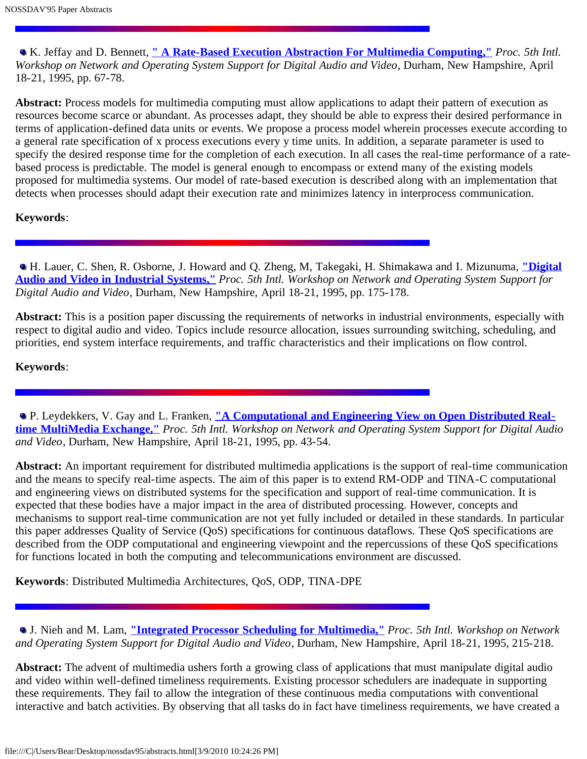- K. Jeffay and D. Bennett, **" A Rate-Based Execution Abstraction For Multimedia Computing,"** *Proc. 5th Intl. Workshop on Network and Operating System Support for Digital Audio and Video*, Durham, New Hampshire, April 18-21, 1995, pp. 67-78.

**Abstract:** Process models for multimedia computing must allow applications to adapt their pattern of execution as resources become scarce or abundant. As processes adapt, they should be able to express their desired performance in terms of application-defined data units or events. We propose a process model wherein processes execute according to a general rate specification of x process executions every y time units. In addition, a separate parameter is used to specify the desired response time for the completion of each execution. In all cases the real-time performance of a rate-based process is predictable. The model is general enough to encompass or extend many of the existing models proposed for multimedia systems. Our model of rate-based execution is described along with an implementation that detects when processes should adapt their execution rate and minimizes latency in interprocess communication.

**Keywords**:

---

- H. Lauer, C. Shen, R. Osborne, J. Howard and Q. Zheng, M, Takegaki, H. Shimakawa and I. Mizunuma, **"Digital Audio and Video in Industrial Systems,"** *Proc. 5th Intl. Workshop on Network and Operating System Support for Digital Audio and Video*, Durham, New Hampshire, April 18-21, 1995, pp. 175-178.

**Abstract:** This is a position paper discussing the requirements of networks in industrial environments, especially with respect to digital audio and video. Topics include resource allocation, issues surrounding switching, scheduling, and priorities, end system interface requirements, and traffic characteristics and their implications on flow control.

**Keywords**:

---

- P. Leydekkers, V. Gay and L. Franken, **"A Computational and Engineering View on Open Distributed Real-time MultiMedia Exchange,"** *Proc. 5th Intl. Workshop on Network and Operating System Support for Digital Audio and Video*, Durham, New Hampshire, April 18-21, 1995, pp. 43-54.

**Abstract:** An important requirement for distributed multimedia applications is the support of real-time communication and the means to specify real-time aspects. The aim of this paper is to extend RM-ODP and TINA-C computational and engineering views on distributed systems for the specification and support of real-time communication. It is expected that these bodies have a major impact in the area of distributed processing. However, concepts and mechanisms to support real-time communication are not yet fully included or detailed in these standards. In particular this paper addresses Quality of Service (QoS) specifications for continuous dataflows. These QoS specifications are described from the ODP computational and engineering viewpoint and the repercussions of these QoS specifications for functions located in both the computing and telecommunications environment are discussed.

**Keywords**: Distributed Multimedia Architectures, QoS, ODP, TINA-DPE

---

- J. Nieh and M. Lam, **"Integrated Processor Scheduling for Multimedia,"** *Proc. 5th Intl. Workshop on Network and Operating System Support for Digital Audio and Video*, Durham, New Hampshire, April 18-21, 1995, 215-218.

**Abstract:** The advent of multimedia ushers forth a growing class of applications that must manipulate digital audio and video within well-defined timeliness requirements. Existing processor schedulers are inadequate in supporting these requirements. They fail to allow the integration of these continuous media computations with conventional interactive and batch activities. By observing that all tasks do in fact have timeliness requirements, we have created a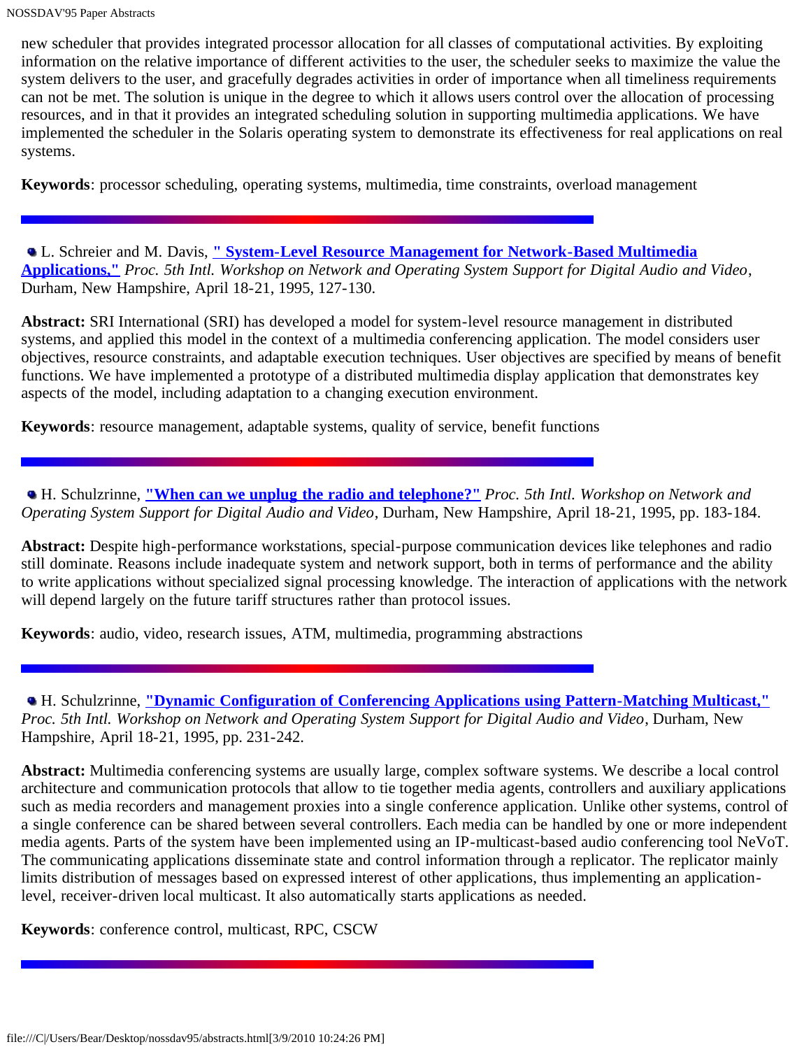new scheduler that provides integrated processor allocation for all classes of computational activities. By exploiting information on the relative importance of different activities to the user, the scheduler seeks to maximize the value the system delivers to the user, and gracefully degrades activities in order of importance when all timeliness requirements can not be met. The solution is unique in the degree to which it allows users control over the allocation of processing resources, and in that it provides an integrated scheduling solution in supporting multimedia applications. We have implemented the scheduler in the Solaris operating system to demonstrate its effectiveness for real applications on real systems.

**Keywords**: processor scheduling, operating systems, multimedia, time constraints, overload management

---

- L. Schreier and M. Davis, **" System-Level Resource Management for Network-Based Multimedia Applications,"** *Proc. 5th Intl. Workshop on Network and Operating System Support for Digital Audio and Video*, Durham, New Hampshire, April 18-21, 1995, 127-130.

**Abstract:** SRI International (SRI) has developed a model for system-level resource management in distributed systems, and applied this model in the context of a multimedia conferencing application. The model considers user objectives, resource constraints, and adaptable execution techniques. User objectives are specified by means of benefit functions. We have implemented a prototype of a distributed multimedia display application that demonstrates key aspects of the model, including adaptation to a changing execution environment.

**Keywords**: resource management, adaptable systems, quality of service, benefit functions

---

- H. Schulzrinne, **"When can we unplug the radio and telephone?"** *Proc. 5th Intl. Workshop on Network and Operating System Support for Digital Audio and Video*, Durham, New Hampshire, April 18-21, 1995, pp. 183-184.

**Abstract:** Despite high-performance workstations, special-purpose communication devices like telephones and radio still dominate. Reasons include inadequate system and network support, both in terms of performance and the ability to write applications without specialized signal processing knowledge. The interaction of applications with the network will depend largely on the future tariff structures rather than protocol issues.

**Keywords**: audio, video, research issues, ATM, multimedia, programming abstractions

---

- H. Schulzrinne, **"Dynamic Configuration of Conferencing Applications using Pattern-Matching Multicast,"** *Proc. 5th Intl. Workshop on Network and Operating System Support for Digital Audio and Video*, Durham, New Hampshire, April 18-21, 1995, pp. 231-242.

**Abstract:** Multimedia conferencing systems are usually large, complex software systems. We describe a local control architecture and communication protocols that allow to tie together media agents, controllers and auxiliary applications such as media recorders and management proxies into a single conference application. Unlike other systems, control of a single conference can be shared between several controllers. Each media can be handled by one or more independent media agents. Parts of the system have been implemented using an IP-multicast-based audio conferencing tool NeVoT. The communicating applications disseminate state and control information through a replicator. The replicator mainly limits distribution of messages based on expressed interest of other applications, thus implementing an application-level, receiver-driven local multicast. It also automatically starts applications as needed.

**Keywords**: conference control, multicast, RPC, CSCW

---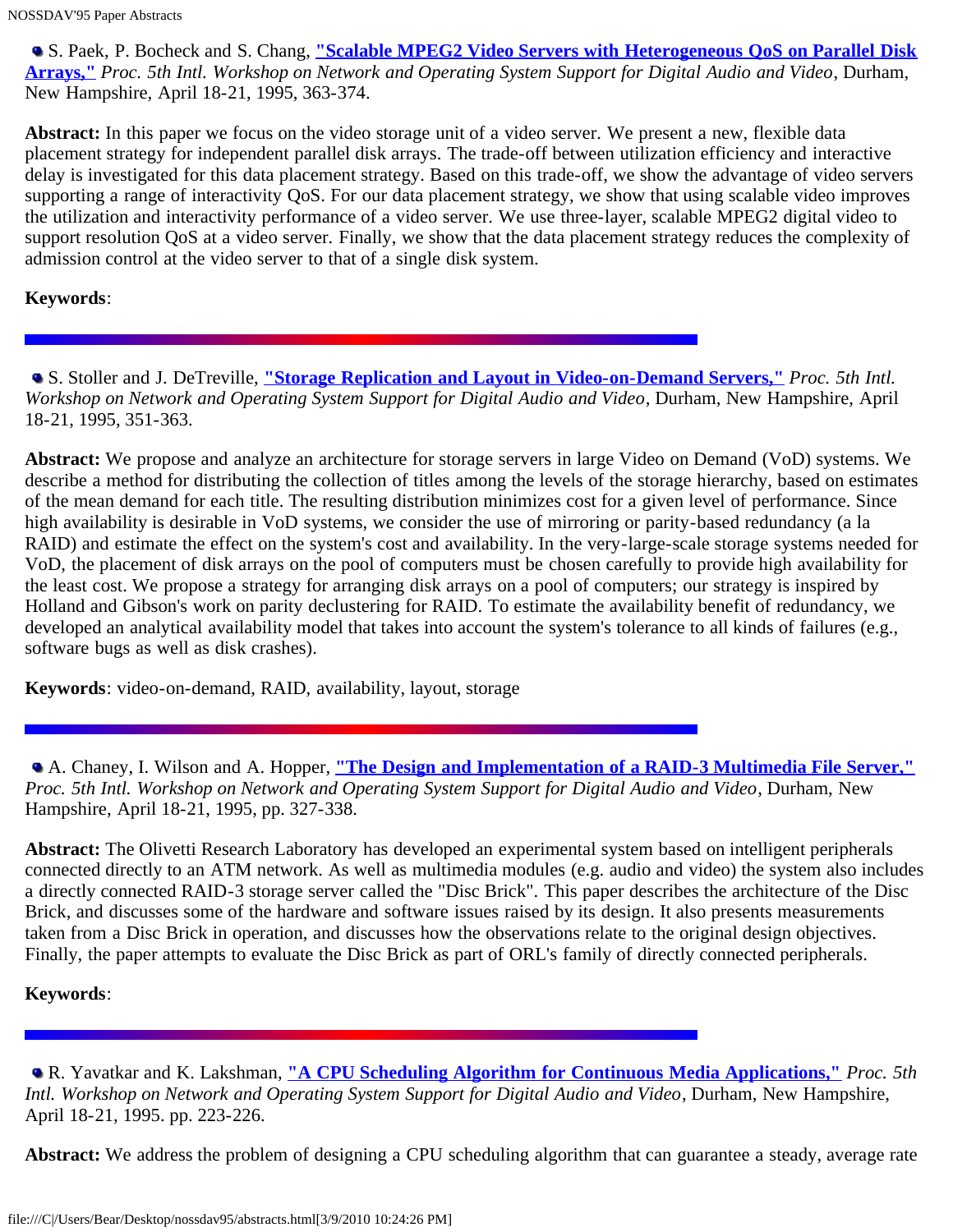- S. Paek, P. Bocheck and S. Chang, **"Scalable MPEG2 Video Servers with Heterogeneous QoS on Parallel Disk Arrays,"** *Proc. 5th Intl. Workshop on Network and Operating System Support for Digital Audio and Video*, Durham, New Hampshire, April 18-21, 1995, 363-374.

**Abstract:** In this paper we focus on the video storage unit of a video server. We present a new, flexible data placement strategy for independent parallel disk arrays. The trade-off between utilization efficiency and interactive delay is investigated for this data placement strategy. Based on this trade-off, we show the advantage of video servers supporting a range of interactivity QoS. For our data placement strategy, we show that using scalable video improves the utilization and interactivity performance of a video server. We use three-layer, scalable MPEG2 digital video to support resolution QoS at a video server. Finally, we show that the data placement strategy reduces the complexity of admission control at the video server to that of a single disk system.

**Keywords**:

---

- S. Stoller and J. DeTreville, **"Storage Replication and Layout in Video-on-Demand Servers,"** *Proc. 5th Intl. Workshop on Network and Operating System Support for Digital Audio and Video*, Durham, New Hampshire, April 18-21, 1995, 351-363.

**Abstract:** We propose and analyze an architecture for storage servers in large Video on Demand (VoD) systems. We describe a method for distributing the collection of titles among the levels of the storage hierarchy, based on estimates of the mean demand for each title. The resulting distribution minimizes cost for a given level of performance. Since high availability is desirable in VoD systems, we consider the use of mirroring or parity-based redundancy (a la RAID) and estimate the effect on the system's cost and availability. In the very-large-scale storage systems needed for VoD, the placement of disk arrays on the pool of computers must be chosen carefully to provide high availability for the least cost. We propose a strategy for arranging disk arrays on a pool of computers; our strategy is inspired by Holland and Gibson's work on parity declustering for RAID. To estimate the availability benefit of redundancy, we developed an analytical availability model that takes into account the system's tolerance to all kinds of failures (e.g., software bugs as well as disk crashes).

**Keywords**: video-on-demand, RAID, availability, layout, storage

---

- A. Chaney, I. Wilson and A. Hopper, **"The Design and Implementation of a RAID-3 Multimedia File Server,"** *Proc. 5th Intl. Workshop on Network and Operating System Support for Digital Audio and Video*, Durham, New Hampshire, April 18-21, 1995, pp. 327-338.

**Abstract:** The Olivetti Research Laboratory has developed an experimental system based on intelligent peripherals connected directly to an ATM network. As well as multimedia modules (e.g. audio and video) the system also includes a directly connected RAID-3 storage server called the "Disc Brick". This paper describes the architecture of the Disc Brick, and discusses some of the hardware and software issues raised by its design. It also presents measurements taken from a Disc Brick in operation, and discusses how the observations relate to the original design objectives. Finally, the paper attempts to evaluate the Disc Brick as part of ORL's family of directly connected peripherals.

**Keywords**:

---

- R. Yavatkar and K. Lakshman, **"A CPU Scheduling Algorithm for Continuous Media Applications,"** *Proc. 5th Intl. Workshop on Network and Operating System Support for Digital Audio and Video*, Durham, New Hampshire, April 18-21, 1995. pp. 223-226.

**Abstract:** We address the problem of designing a CPU scheduling algorithm that can guarantee a steady, average rate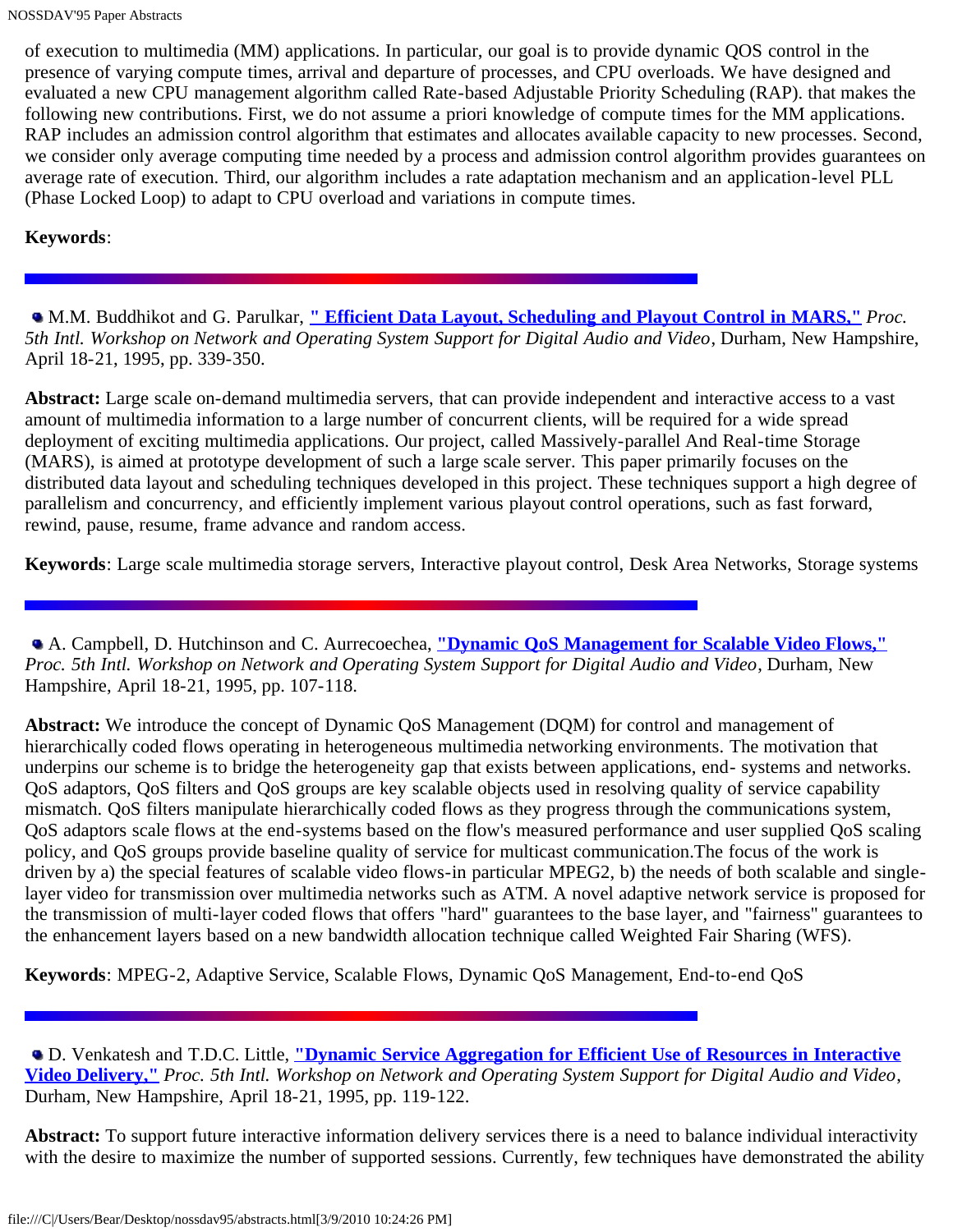of execution to multimedia (MM) applications. In particular, our goal is to provide dynamic QOS control in the presence of varying compute times, arrival and departure of processes, and CPU overloads. We have designed and evaluated a new CPU management algorithm called Rate-based Adjustable Priority Scheduling (RAP). that makes the following new contributions. First, we do not assume a priori knowledge of compute times for the MM applications. RAP includes an admission control algorithm that estimates and allocates available capacity to new processes. Second, we consider only average computing time needed by a process and admission control algorithm provides guarantees on average rate of execution. Third, our algorithm includes a rate adaptation mechanism and an application-level PLL (Phase Locked Loop) to adapt to CPU overload and variations in compute times.

**Keywords**:

---

- M.M. Buddhikot and G. Parulkar, **" Efficient Data Layout, Scheduling and Playout Control in MARS,"** *Proc. 5th Intl. Workshop on Network and Operating System Support for Digital Audio and Video*, Durham, New Hampshire, April 18-21, 1995, pp. 339-350.

**Abstract:** Large scale on-demand multimedia servers, that can provide independent and interactive access to a vast amount of multimedia information to a large number of concurrent clients, will be required for a wide spread deployment of exciting multimedia applications. Our project, called Massively-parallel And Real-time Storage (MARS), is aimed at prototype development of such a large scale server. This paper primarily focuses on the distributed data layout and scheduling techniques developed in this project. These techniques support a high degree of parallelism and concurrency, and efficiently implement various playout control operations, such as fast forward, rewind, pause, resume, frame advance and random access.

**Keywords**: Large scale multimedia storage servers, Interactive playout control, Desk Area Networks, Storage systems

---

- A. Campbell, D. Hutchinson and C. Aurrecoechea, **"Dynamic QoS Management for Scalable Video Flows,"** *Proc. 5th Intl. Workshop on Network and Operating System Support for Digital Audio and Video*, Durham, New Hampshire, April 18-21, 1995, pp. 107-118.

**Abstract:** We introduce the concept of Dynamic QoS Management (DQM) for control and management of hierarchically coded flows operating in heterogeneous multimedia networking environments. The motivation that underpins our scheme is to bridge the heterogeneity gap that exists between applications, end- systems and networks. QoS adaptors, QoS filters and QoS groups are key scalable objects used in resolving quality of service capability mismatch. QoS filters manipulate hierarchically coded flows as they progress through the communications system, QoS adaptors scale flows at the end-systems based on the flow's measured performance and user supplied QoS scaling policy, and QoS groups provide baseline quality of service for multicast communication.The focus of the work is driven by a) the special features of scalable video flows-in particular MPEG2, b) the needs of both scalable and single-layer video for transmission over multimedia networks such as ATM. A novel adaptive network service is proposed for the transmission of multi-layer coded flows that offers "hard" guarantees to the base layer, and "fairness" guarantees to the enhancement layers based on a new bandwidth allocation technique called Weighted Fair Sharing (WFS).

**Keywords**: MPEG-2, Adaptive Service, Scalable Flows, Dynamic QoS Management, End-to-end QoS

---

- D. Venkatesh and T.D.C. Little, **"Dynamic Service Aggregation for Efficient Use of Resources in Interactive Video Delivery,"** *Proc. 5th Intl. Workshop on Network and Operating System Support for Digital Audio and Video*, Durham, New Hampshire, April 18-21, 1995, pp. 119-122.

**Abstract:** To support future interactive information delivery services there is a need to balance individual interactivity with the desire to maximize the number of supported sessions. Currently, few techniques have demonstrated the ability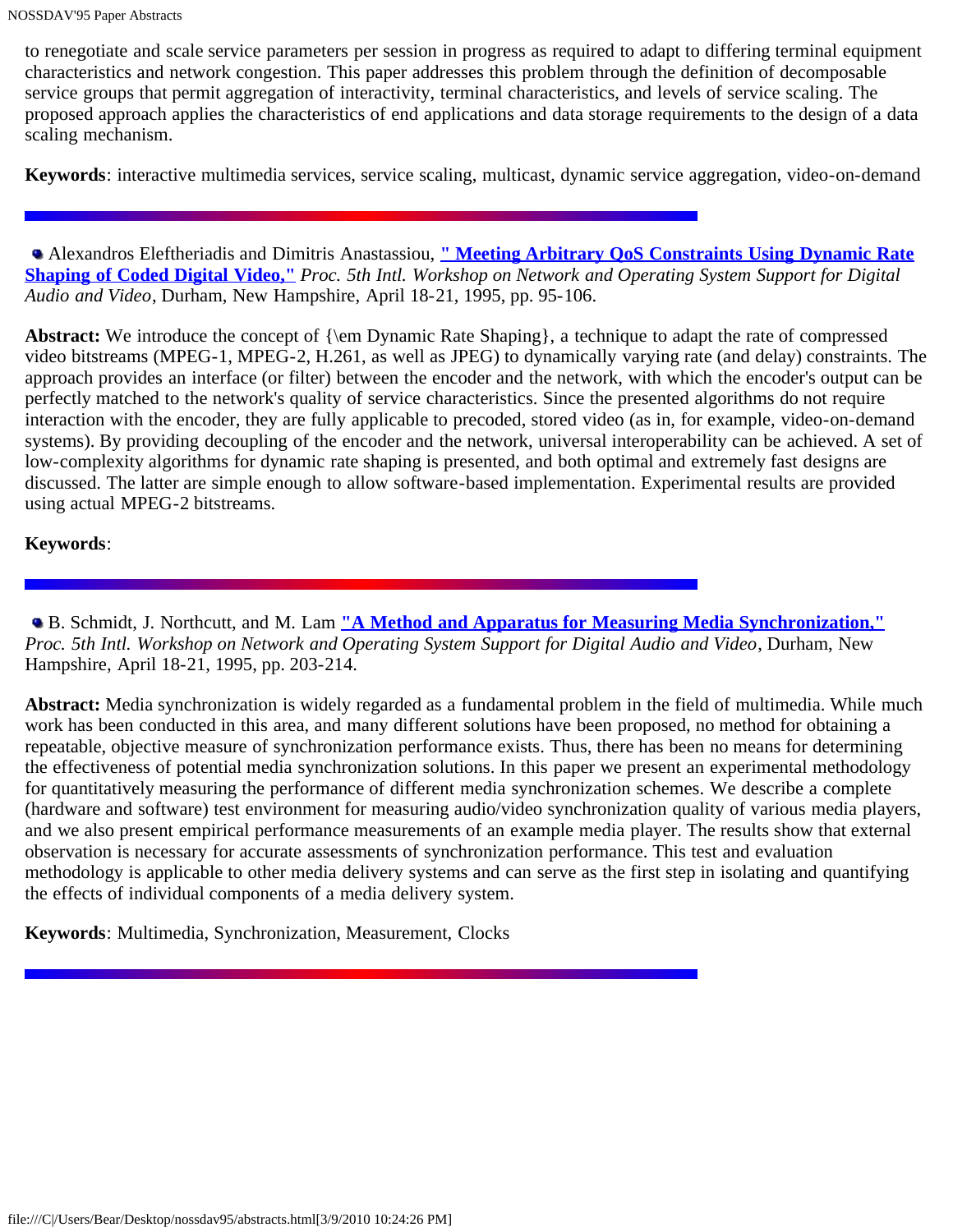to renegotiate and scale service parameters per session in progress as required to adapt to differing terminal equipment characteristics and network congestion. This paper addresses this problem through the definition of decomposable service groups that permit aggregation of interactivity, terminal characteristics, and levels of service scaling. The proposed approach applies the characteristics of end applications and data storage requirements to the design of a data scaling mechanism.

**Keywords**: interactive multimedia services, service scaling, multicast, dynamic service aggregation, video-on-demand

---

- Alexandros Eleftheriadis and Dimitris Anastassiou, **" Meeting Arbitrary QoS Constraints Using Dynamic Rate Shaping of Coded Digital Video,"** *Proc. 5th Intl. Workshop on Network and Operating System Support for Digital Audio and Video*, Durham, New Hampshire, April 18-21, 1995, pp. 95-106.

**Abstract:** We introduce the concept of {\em Dynamic Rate Shaping}, a technique to adapt the rate of compressed video bitstreams (MPEG-1, MPEG-2, H.261, as well as JPEG) to dynamically varying rate (and delay) constraints. The approach provides an interface (or filter) between the encoder and the network, with which the encoder's output can be perfectly matched to the network's quality of service characteristics. Since the presented algorithms do not require interaction with the encoder, they are fully applicable to precoded, stored video (as in, for example, video-on-demand systems). By providing decoupling of the encoder and the network, universal interoperability can be achieved. A set of low-complexity algorithms for dynamic rate shaping is presented, and both optimal and extremely fast designs are discussed. The latter are simple enough to allow software-based implementation. Experimental results are provided using actual MPEG-2 bitstreams.

**Keywords**:

---

- B. Schmidt, J. Northcutt, and M. Lam **"A Method and Apparatus for Measuring Media Synchronization,"** *Proc. 5th Intl. Workshop on Network and Operating System Support for Digital Audio and Video*, Durham, New Hampshire, April 18-21, 1995, pp. 203-214.

**Abstract:** Media synchronization is widely regarded as a fundamental problem in the field of multimedia. While much work has been conducted in this area, and many different solutions have been proposed, no method for obtaining a repeatable, objective measure of synchronization performance exists. Thus, there has been no means for determining the effectiveness of potential media synchronization solutions. In this paper we present an experimental methodology for quantitatively measuring the performance of different media synchronization schemes. We describe a complete (hardware and software) test environment for measuring audio/video synchronization quality of various media players, and we also present empirical performance measurements of an example media player. The results show that external observation is necessary for accurate assessments of synchronization performance. This test and evaluation methodology is applicable to other media delivery systems and can serve as the first step in isolating and quantifying the effects of individual components of a media delivery system.

**Keywords**: Multimedia, Synchronization, Measurement, Clocks

---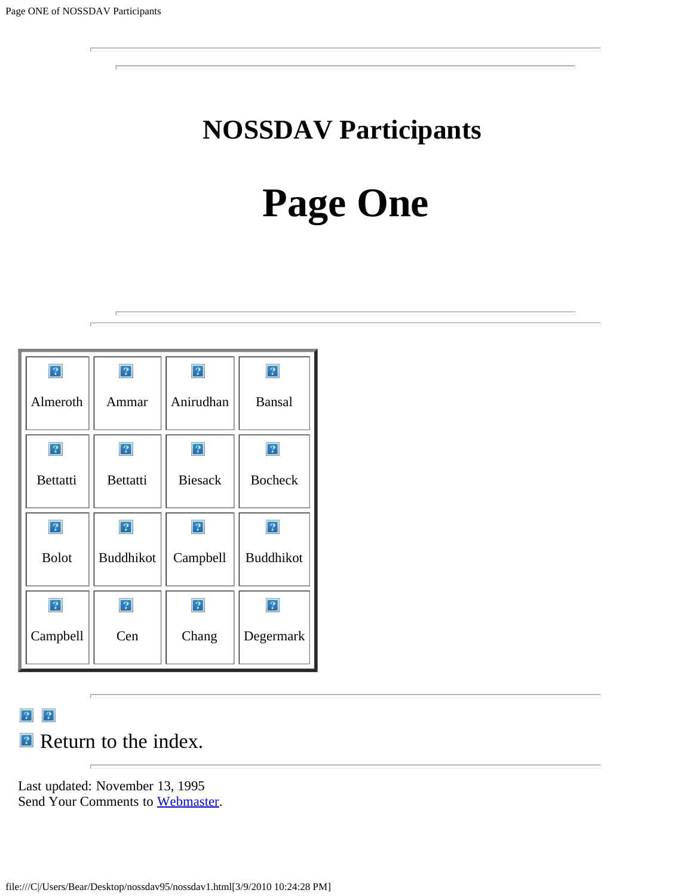# NOSSDAV Participants

# Page One

| Almeroth | Ammar | Anirudhan | Bansal |
|---|---|---|---|
| Bettatti | Bettatti | Biesack | Bocheck |
| Bolot | Buddhikot | Campbell | Buddhikot |
| Campbell | Cen | Chang | Degermark |

Return to the index.

Last updated: November 13, 1995
Send Your Comments to Webmaster.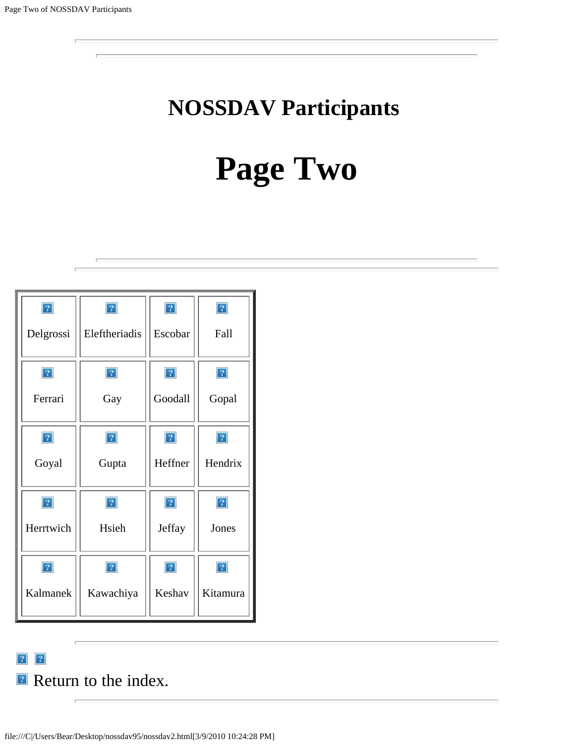---

# NOSSDAV Participants

# Page Two

---

| | | | |
|---|---|---|---|
| Delgrossi | Eleftheriadis | Escobar | Fall |
| Ferrari | Gay | Goodall | Gopal |
| Goyal | Gupta | Heffner | Hendrix |
| Herrtwich | Hsieh | Jeffay | Jones |
| Kalmanek | Kawachiya | Keshav | Kitamura |

---

Return to the index.

---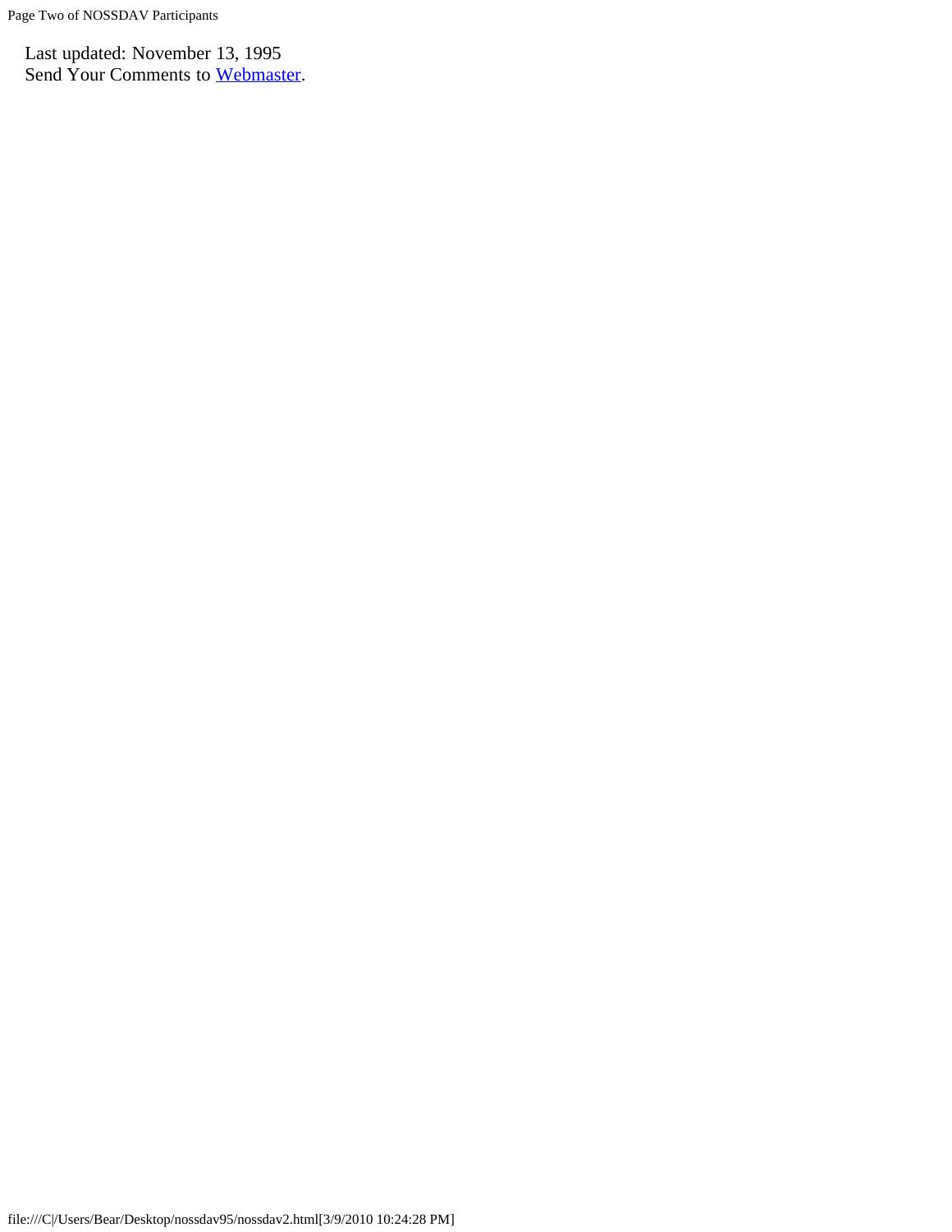Last updated: November 13, 1995
Send Your Comments to Webmaster.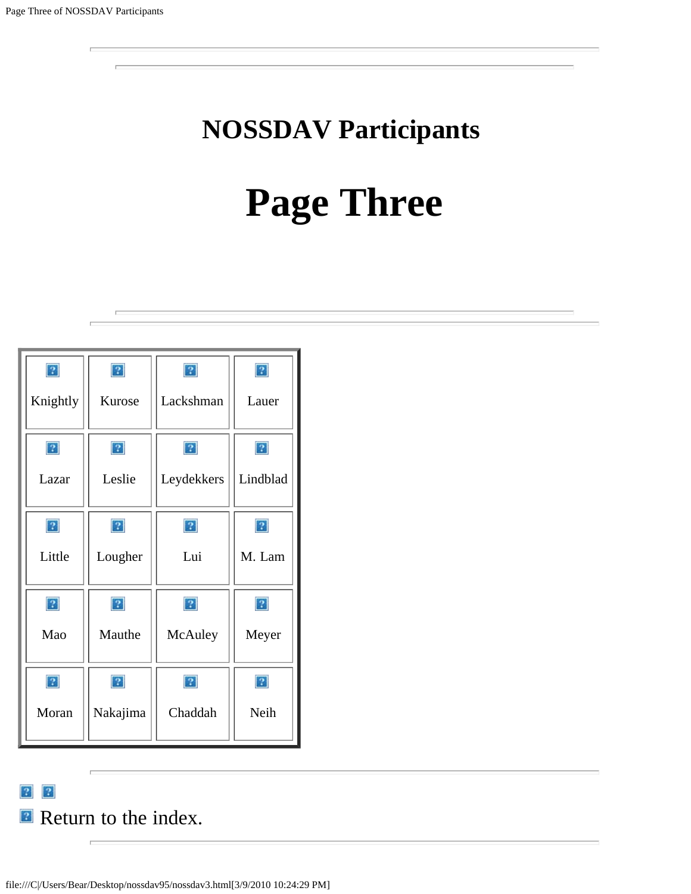# NOSSDAV Participants

# Page Three

---

| | | | |
|---|---|---|---|
| Knightly | Kurose | Lackshman | Lauer |
| Lazar | Leslie | Leydekkers | Lindblad |
| Little | Lougher | Lui | M. Lam |
| Mao | Mauthe | McAuley | Meyer |
| Moran | Nakajima | Chaddah | Neih |

---

Return to the index.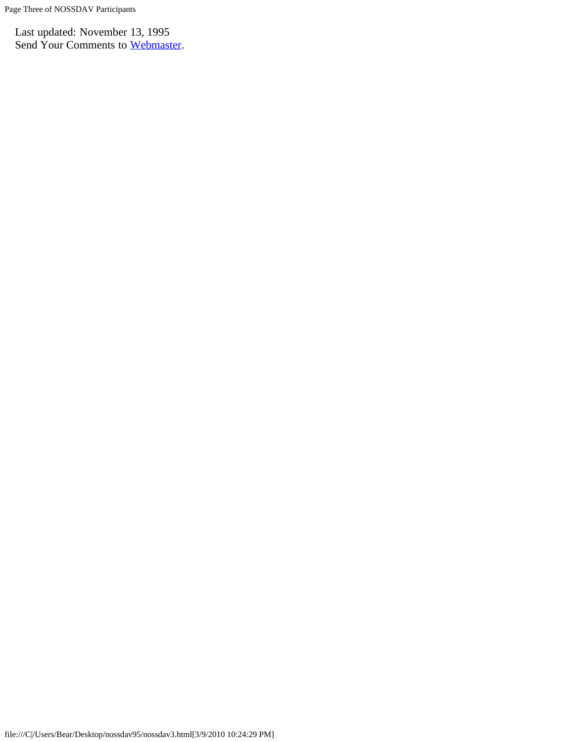Last updated: November 13, 1995
Send Your Comments to [Webmaster].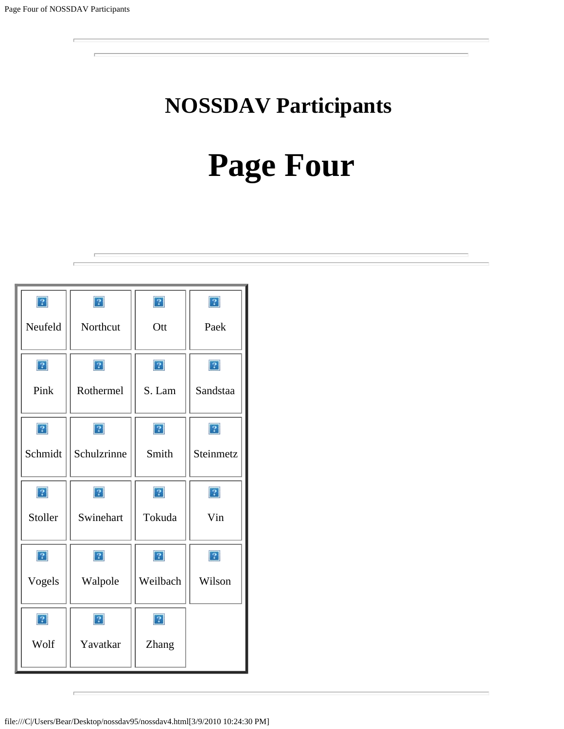# NOSSDAV Participants

# Page Four

| | | | |
|---|---|---|---|
| Neufeld | Northcut | Ott | Paek |
| Pink | Rothermel | S. Lam | Sandstaa |
| Schmidt | Schulzrinne | Smith | Steinmetz |
| Stoller | Swinehart | Tokuda | Vin |
| Vogels | Walpole | Weilbach | Wilson |
| Wolf | Yavatkar | Zhang | |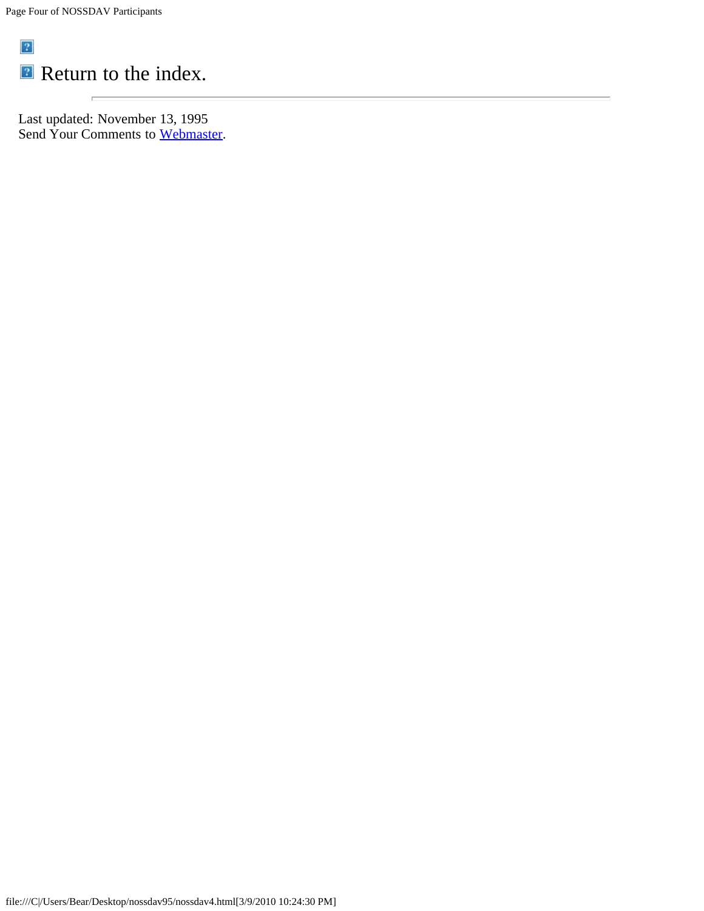Return to the index.

---

Last updated: November 13, 1995
Send Your Comments to Webmaster.